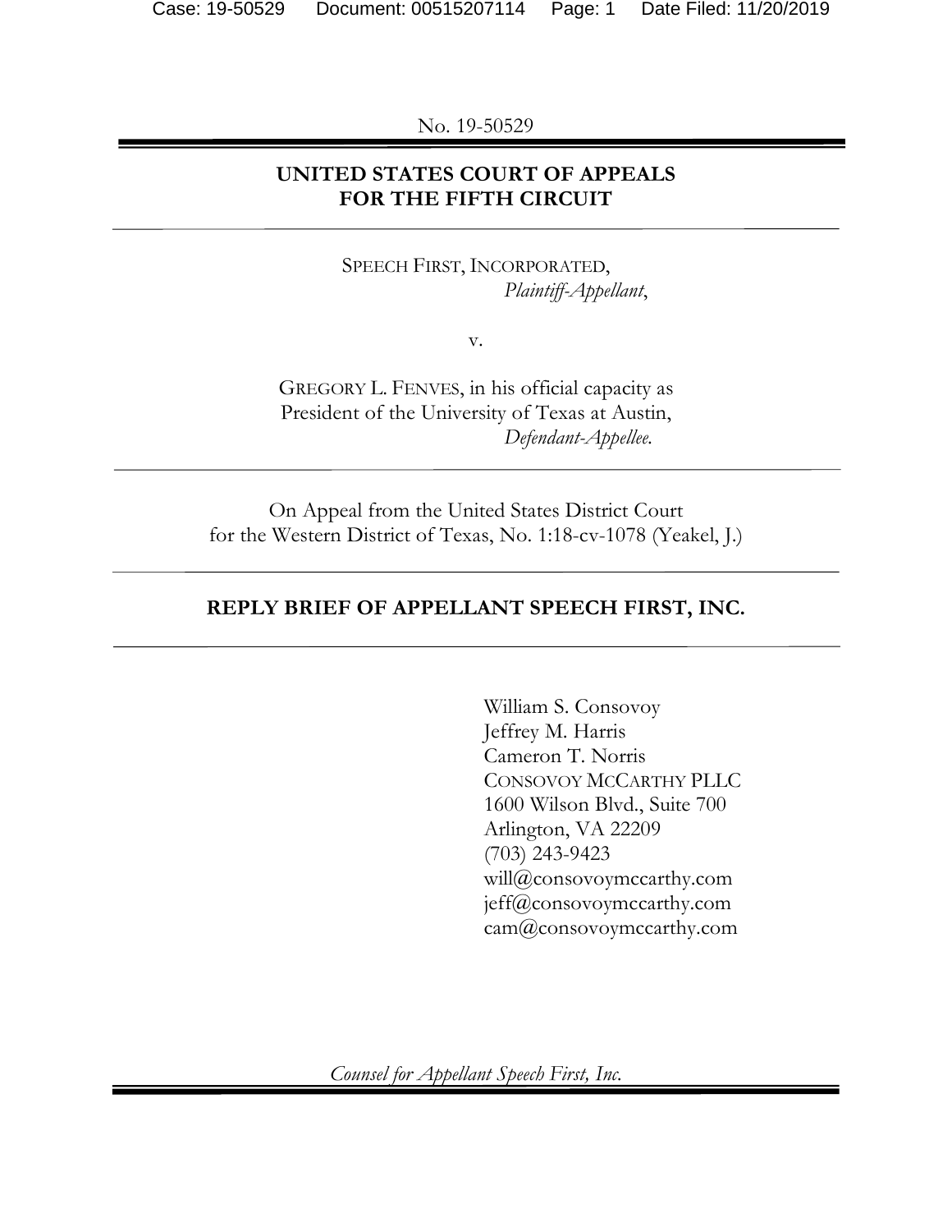No. 19-50529

**UNITED STATES COURT OF APPEALS**
**FOR THE FIFTH CIRCUIT**

---

SPEECH FIRST, INCORPORATED,
*Plaintiff-Appellant*,

v.

GREGORY L. FENVES, in his official capacity as
President of the University of Texas at Austin,
*Defendant-Appellee.*

---

On Appeal from the United States District Court
for the Western District of Texas, No. 1:18-cv-1078 (Yeakel, J.)

---

**REPLY BRIEF OF APPELLANT SPEECH FIRST, INC.**

---

William S. Consovoy
Jeffrey M. Harris
Cameron T. Norris
CONSOVOY MCCARTHY PLLC
1600 Wilson Blvd., Suite 700
Arlington, VA 22209
(703) 243-9423
will@consovoymccarthy.com
jeff@consovoymccarthy.com
cam@consovoymccarthy.com

*Counsel for Appellant Speech First, Inc.*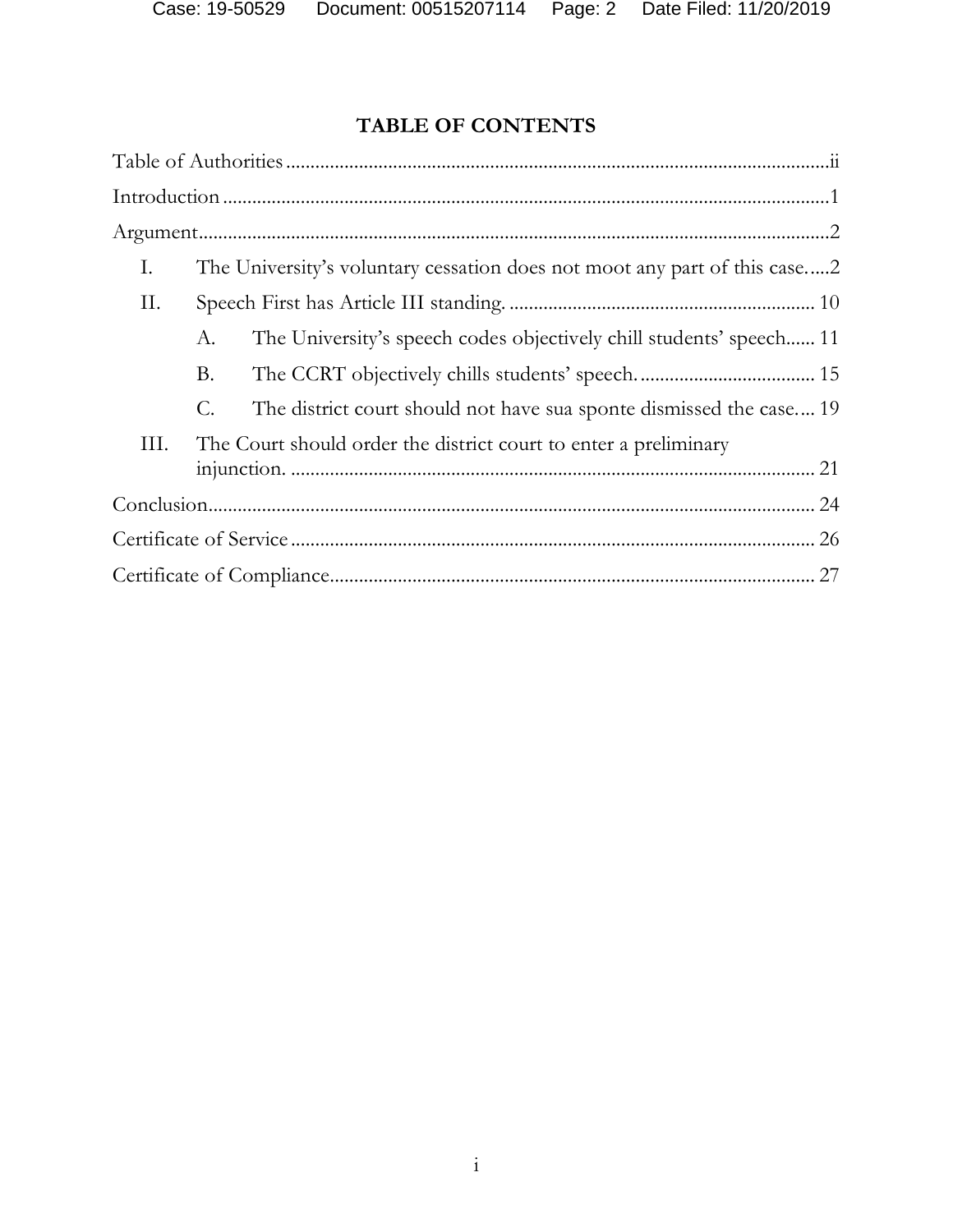## TABLE OF CONTENTS

Table of Authorities .......... ii

Introduction .......... 1

Argument .......... 2

- I. The University's voluntary cessation does not moot any part of this case. .......... 2
- II. Speech First has Article III standing. .......... 10
  - A. The University's speech codes objectively chill students' speech. .......... 11
  - B. The CCRT objectively chills students' speech. .......... 15
  - C. The district court should not have sua sponte dismissed the case. .......... 19
- III. The Court should order the district court to enter a preliminary injunction. .......... 21

Conclusion .......... 24

Certificate of Service .......... 26

Certificate of Compliance .......... 27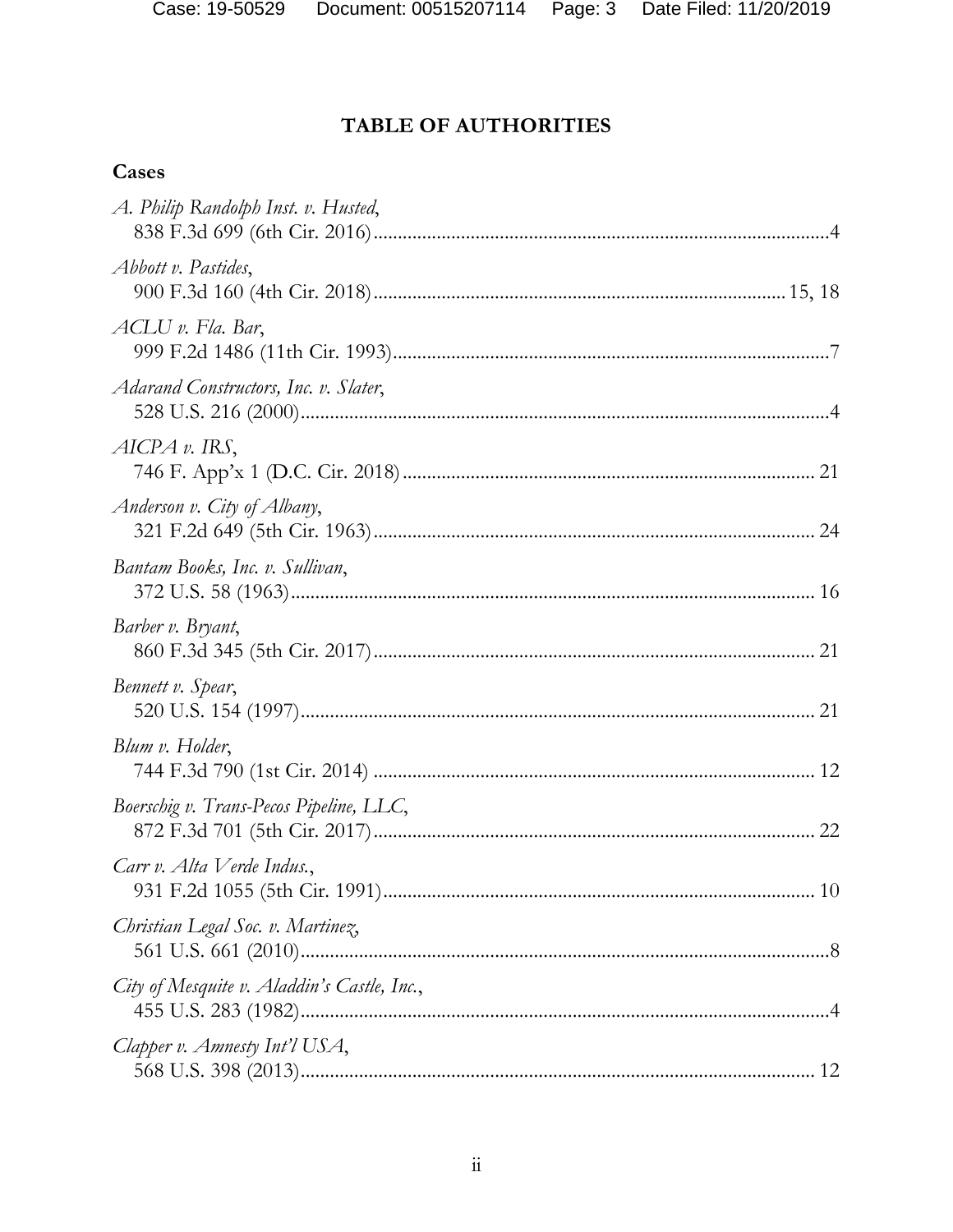# TABLE OF AUTHORITIES

## Cases

*A. Philip Randolph Inst. v. Husted*,
838 F.3d 699 (6th Cir. 2016) ... 4

*Abbott v. Pastides*,
900 F.3d 160 (4th Cir. 2018) ... 15, 18

*ACLU v. Fla. Bar*,
999 F.2d 1486 (11th Cir. 1993) ... 7

*Adarand Constructors, Inc. v. Slater*,
528 U.S. 216 (2000) ... 4

*AICPA v. IRS*,
746 F. App'x 1 (D.C. Cir. 2018) ... 21

*Anderson v. City of Albany*,
321 F.2d 649 (5th Cir. 1963) ... 24

*Bantam Books, Inc. v. Sullivan*,
372 U.S. 58 (1963) ... 16

*Barber v. Bryant*,
860 F.3d 345 (5th Cir. 2017) ... 21

*Bennett v. Spear*,
520 U.S. 154 (1997) ... 21

*Blum v. Holder*,
744 F.3d 790 (1st Cir. 2014) ... 12

*Boerschig v. Trans-Pecos Pipeline, LLC*,
872 F.3d 701 (5th Cir. 2017) ... 22

*Carr v. Alta Verde Indus.*,
931 F.2d 1055 (5th Cir. 1991) ... 10

*Christian Legal Soc. v. Martinez*,
561 U.S. 661 (2010) ... 8

*City of Mesquite v. Aladdin's Castle, Inc.*,
455 U.S. 283 (1982) ... 4

*Clapper v. Amnesty Int'l USA*,
568 U.S. 398 (2013) ... 12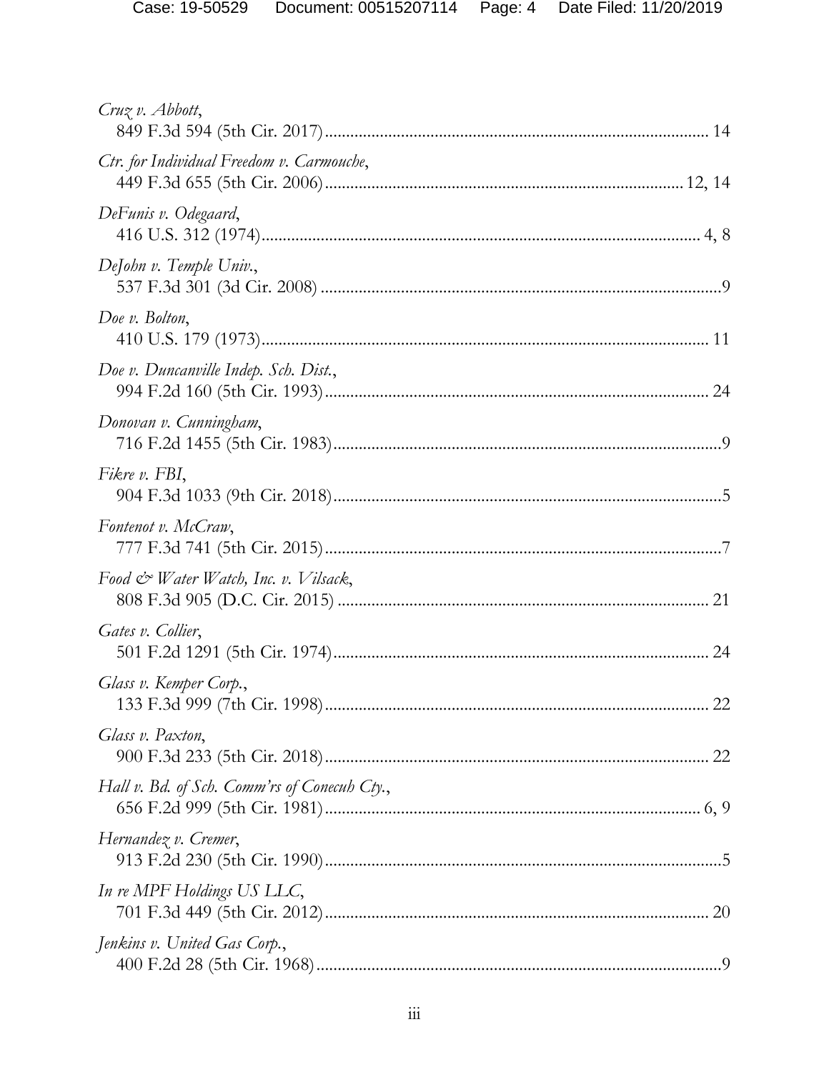*Cruz v. Abbott*,
849 F.3d 594 (5th Cir. 2017) ........................................................................................ 14

*Ctr. for Individual Freedom v. Carmouche*,
449 F.3d 655 (5th Cir. 2006) ................................................................................. 12, 14

*DeFunis v. Odegaard*,
416 U.S. 312 (1974) ..................................................................................................... 4, 8

*DeJohn v. Temple Univ.*,
537 F.3d 301 (3d Cir. 2008) ............................................................................................9

*Doe v. Bolton*,
410 U.S. 179 (1973) ....................................................................................................... 11

*Doe v. Duncanville Indep. Sch. Dist.*,
994 F.2d 160 (5th Cir. 1993) ........................................................................................ 24

*Donovan v. Cunningham*,
716 F.2d 1455 (5th Cir. 1983) .........................................................................................9

*Fikre v. FBI*,
904 F.3d 1033 (9th Cir. 2018) .........................................................................................5

*Fontenot v. McCraw*,
777 F.3d 741 (5th Cir. 2015) ...........................................................................................7

*Food & Water Watch, Inc. v. Vilsack*,
808 F.3d 905 (D.C. Cir. 2015) ...................................................................................... 21

*Gates v. Collier*,
501 F.2d 1291 (5th Cir. 1974) ...................................................................................... 24

*Glass v. Kemper Corp.*,
133 F.3d 999 (7th Cir. 1998) ........................................................................................ 22

*Glass v. Paxton*,
900 F.3d 233 (5th Cir. 2018) ........................................................................................ 22

*Hall v. Bd. of Sch. Comm'rs of Conecuh Cty.*,
656 F.2d 999 (5th Cir. 1981) ...................................................................................... 6, 9

*Hernandez v. Cremer*,
913 F.2d 230 (5th Cir. 1990) ...........................................................................................5

*In re MPF Holdings US LLC*,
701 F.3d 449 (5th Cir. 2012) ........................................................................................ 20

*Jenkins v. United Gas Corp.*,
400 F.2d 28 (5th Cir. 1968) .............................................................................................9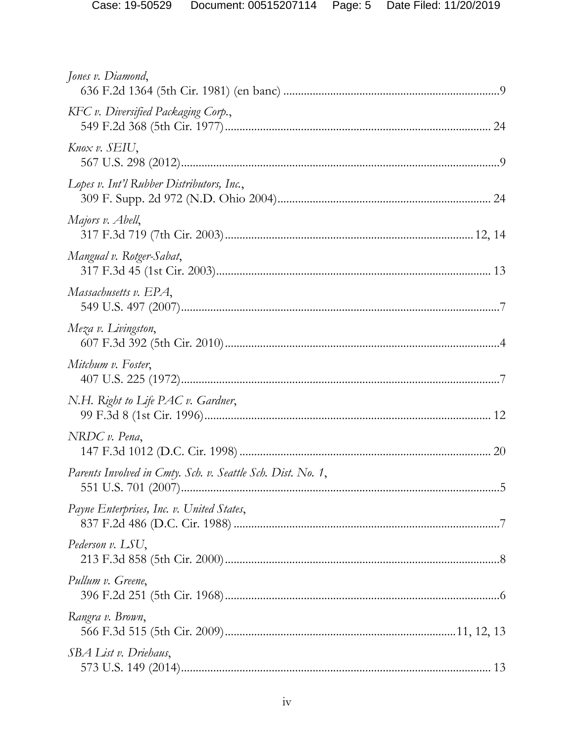*Jones v. Diamond*,
636 F.2d 1364 (5th Cir. 1981) (en banc) ........................................................................9

*KFC v. Diversified Packaging Corp.*,
549 F.2d 368 (5th Cir. 1977)......................................................................................... 24

*Knox v. SEIU*,
567 U.S. 298 (2012)..........................................................................................................9

*Lopes v. Int'l Rubber Distributors, Inc.*,
309 F. Supp. 2d 972 (N.D. Ohio 2004)....................................................................... 24

*Majors v. Abell*,
317 F.3d 719 (7th Cir. 2003)................................................................................. 12, 14

*Mangual v. Rotger-Sabat*,
317 F.3d 45 (1st Cir. 2003)........................................................................................... 13

*Massachusetts v. EPA*,
549 U.S. 497 (2007)..........................................................................................................7

*Meza v. Livingston*,
607 F.3d 392 (5th Cir. 2010)............................................................................................4

*Mitchum v. Foster*,
407 U.S. 225 (1972)..........................................................................................................7

*N.H. Right to Life PAC v. Gardner*,
99 F.3d 8 (1st Cir. 1996)................................................................................................ 12

*NRDC v. Pena*,
147 F.3d 1012 (D.C. Cir. 1998) .................................................................................... 20

*Parents Involved in Cmty. Sch. v. Seattle Sch. Dist. No. 1*,
551 U.S. 701 (2007)..........................................................................................................5

*Payne Enterprises, Inc. v. United States*,
837 F.2d 486 (D.C. Cir. 1988) .........................................................................................7

*Pederson v. LSU*,
213 F.3d 858 (5th Cir. 2000)............................................................................................8

*Pullum v. Greene*,
396 F.2d 251 (5th Cir. 1968)............................................................................................6

*Rangra v. Brown*,
566 F.3d 515 (5th Cir. 2009)............................................................................11, 12, 13

*SBA List v. Driehaus*,
573 U.S. 149 (2014)........................................................................................................ 13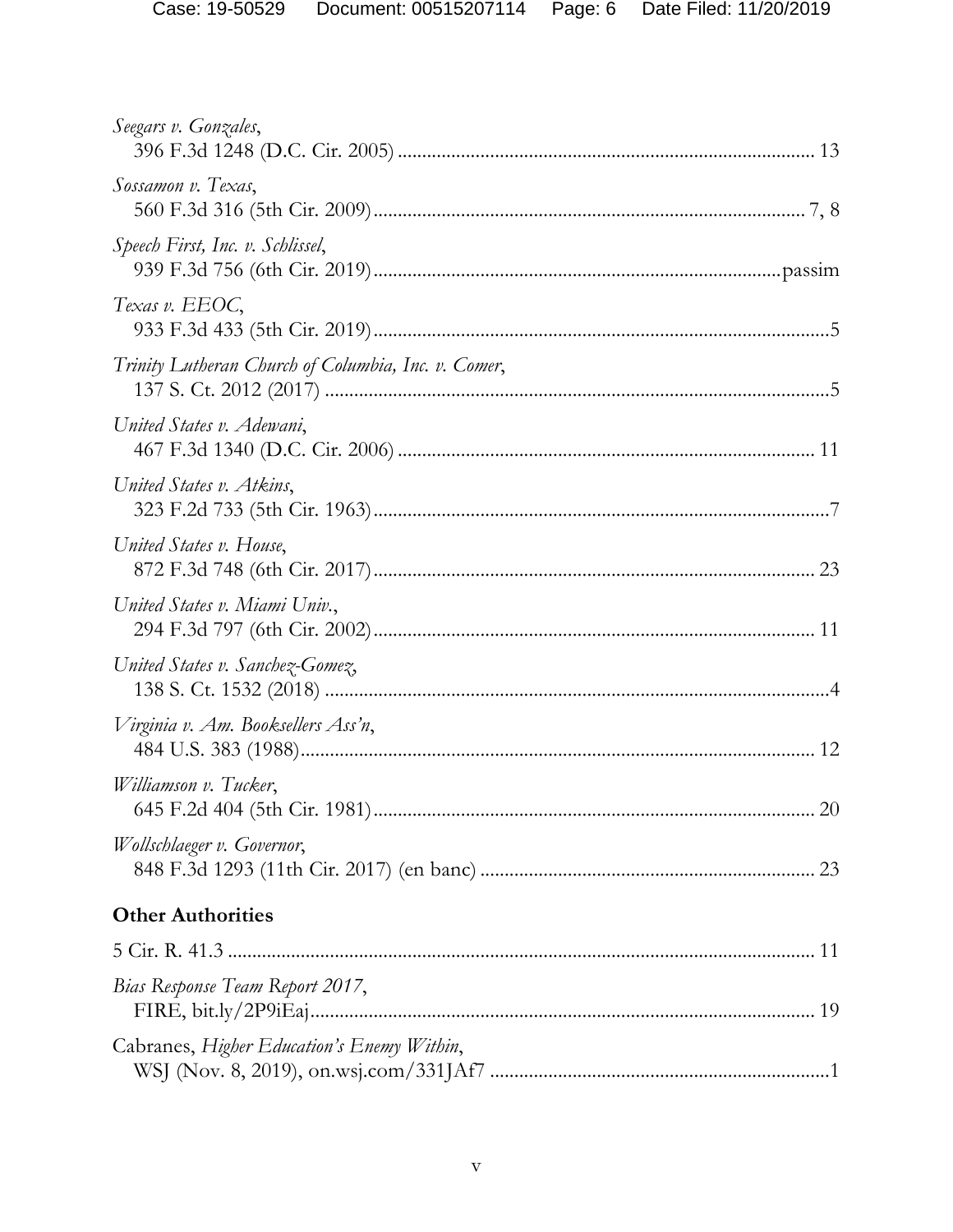*Seegars v. Gonzales*,
396 F.3d 1248 (D.C. Cir. 2005) .................................................................................... 13

*Sossamon v. Texas*,
560 F.3d 316 (5th Cir. 2009)........................................................................................ 7, 8

*Speech First, Inc. v. Schlissel*,
939 F.3d 756 (6th Cir. 2019)...................................................................................passim

*Texas v. EEOC*,
933 F.3d 433 (5th Cir. 2019).............................................................................................5

*Trinity Lutheran Church of Columbia, Inc. v. Comer*,
137 S. Ct. 2012 (2017) ......................................................................................................5

*United States v. Adewani*,
467 F.3d 1340 (D.C. Cir. 2006) .................................................................................... 11

*United States v. Atkins*,
323 F.2d 733 (5th Cir. 1963).............................................................................................7

*United States v. House*,
872 F.3d 748 (6th Cir. 2017).......................................................................................... 23

*United States v. Miami Univ.*,
294 F.3d 797 (6th Cir. 2002)......................................................................................... 11

*United States v. Sanchez-Gomez*,
138 S. Ct. 1532 (2018) ......................................................................................................4

*Virginia v. Am. Booksellers Ass'n*,
484 U.S. 383 (1988)......................................................................................................... 12

*Williamson v. Tucker*,
645 F.2d 404 (5th Cir. 1981).......................................................................................... 20

*Wollschlaeger v. Governor*,
848 F.3d 1293 (11th Cir. 2017) (en banc) .................................................................... 23

## Other Authorities

5 Cir. R. 41.3 ........................................................................................................................ 11

*Bias Response Team Report 2017*,
FIRE, bit.ly/2P9iEaj........................................................................................................ 19

Cabranes, *Higher Education's Enemy Within*,
WSJ (Nov. 8, 2019), on.wsj.com/331JAf7 .....................................................................1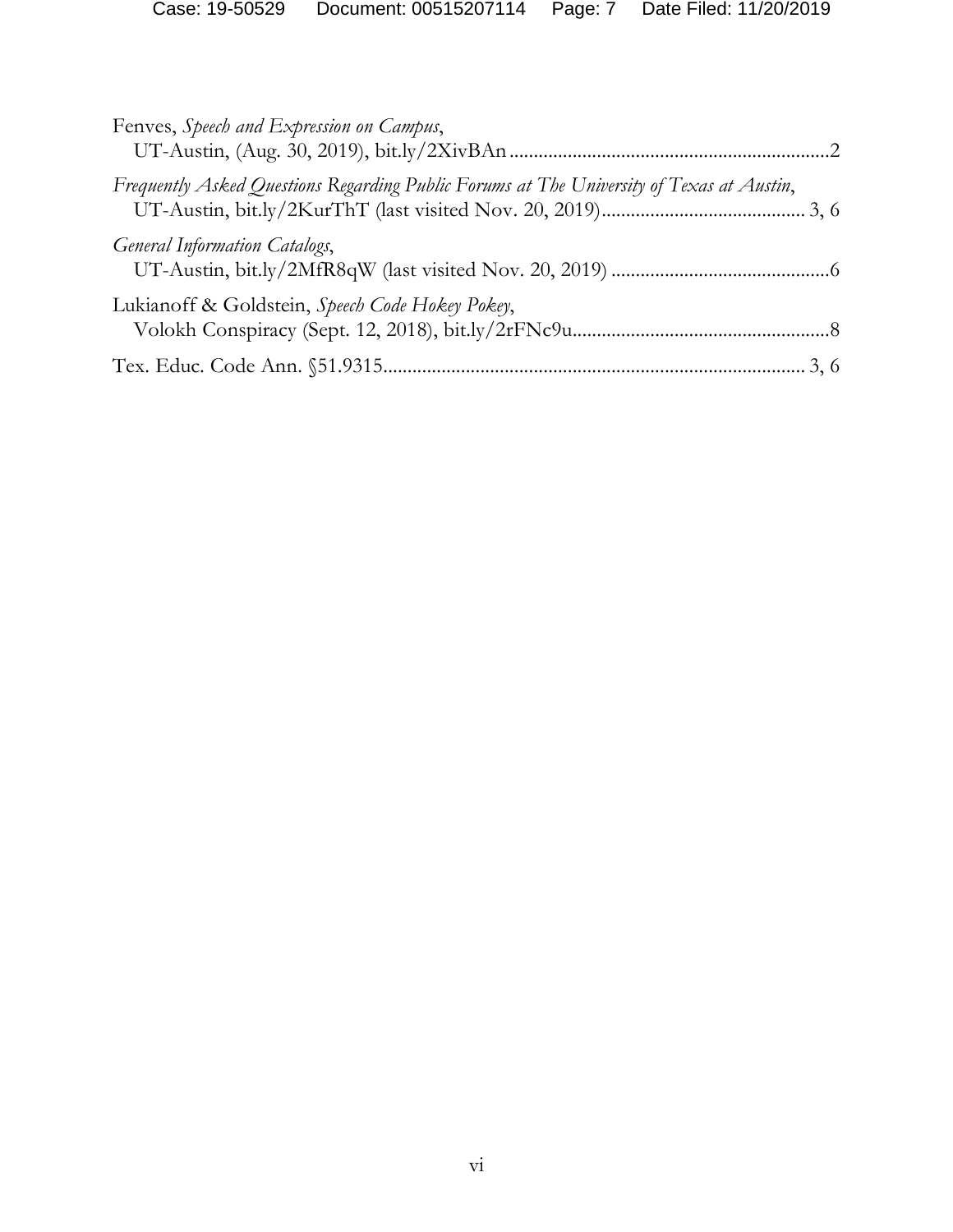Fenves, *Speech and Expression on Campus*,
UT-Austin, (Aug. 30, 2019), bit.ly/2XivBAn ................................................................2

*Frequently Asked Questions Regarding Public Forums at The University of Texas at Austin*,
UT-Austin, bit.ly/2KurThT (last visited Nov. 20, 2019).......................................... 3, 6

*General Information Catalogs*,
UT-Austin, bit.ly/2MfR8qW (last visited Nov. 20, 2019) ............................................6

Lukianoff & Goldstein, *Speech Code Hokey Pokey*,
Volokh Conspiracy (Sept. 12, 2018), bit.ly/2rFNc9u....................................................8

Tex. Educ. Code Ann. §51.9315..................................................................................... 3, 6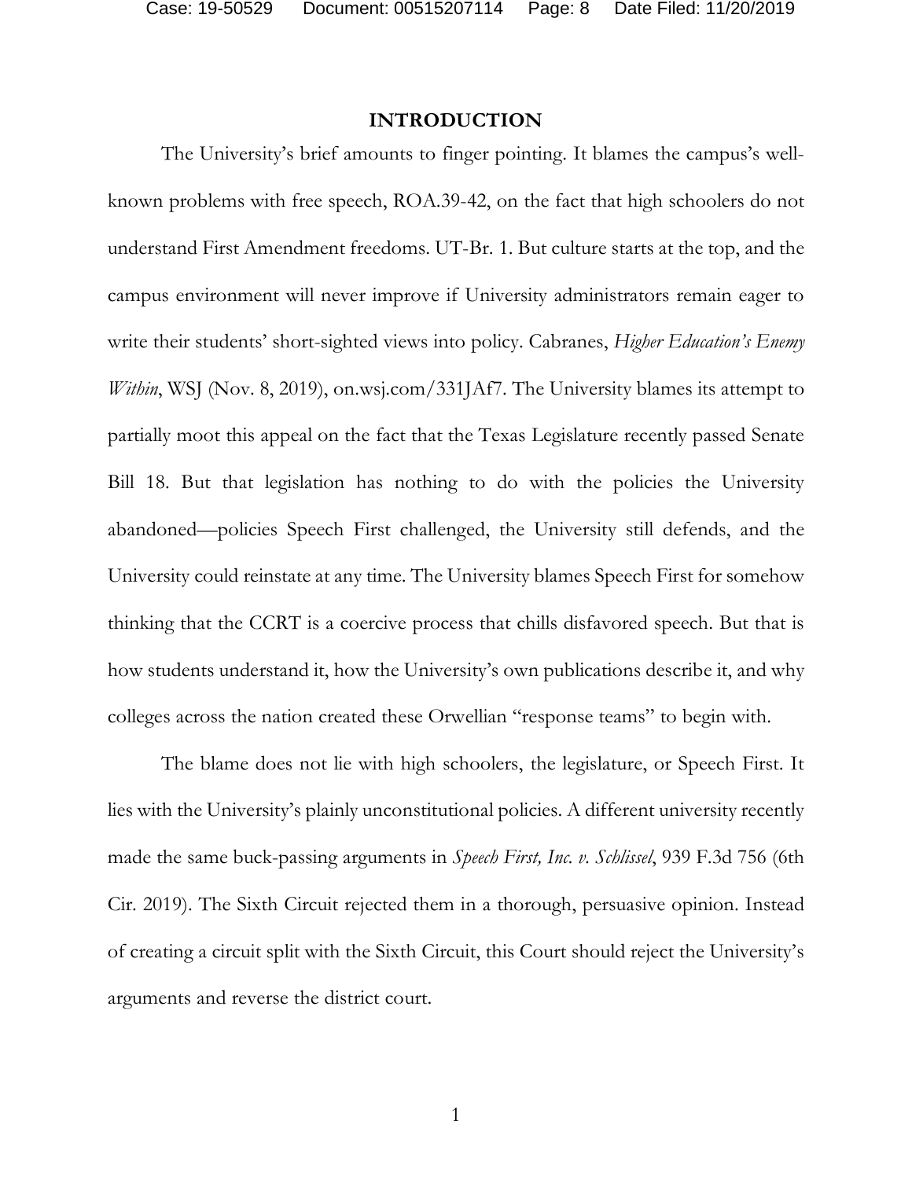# INTRODUCTION

The University's brief amounts to finger pointing. It blames the campus's well-known problems with free speech, ROA.39-42, on the fact that high schoolers do not understand First Amendment freedoms. UT-Br. 1. But culture starts at the top, and the campus environment will never improve if University administrators remain eager to write their students' short-sighted views into policy. Cabranes, *Higher Education's Enemy Within*, WSJ (Nov. 8, 2019), on.wsj.com/331JAf7. The University blames its attempt to partially moot this appeal on the fact that the Texas Legislature recently passed Senate Bill 18. But that legislation has nothing to do with the policies the University abandoned—policies Speech First challenged, the University still defends, and the University could reinstate at any time. The University blames Speech First for somehow thinking that the CCRT is a coercive process that chills disfavored speech. But that is how students understand it, how the University's own publications describe it, and why colleges across the nation created these Orwellian "response teams" to begin with.

The blame does not lie with high schoolers, the legislature, or Speech First. It lies with the University's plainly unconstitutional policies. A different university recently made the same buck-passing arguments in *Speech First, Inc. v. Schlissel*, 939 F.3d 756 (6th Cir. 2019). The Sixth Circuit rejected them in a thorough, persuasive opinion. Instead of creating a circuit split with the Sixth Circuit, this Court should reject the University's arguments and reverse the district court.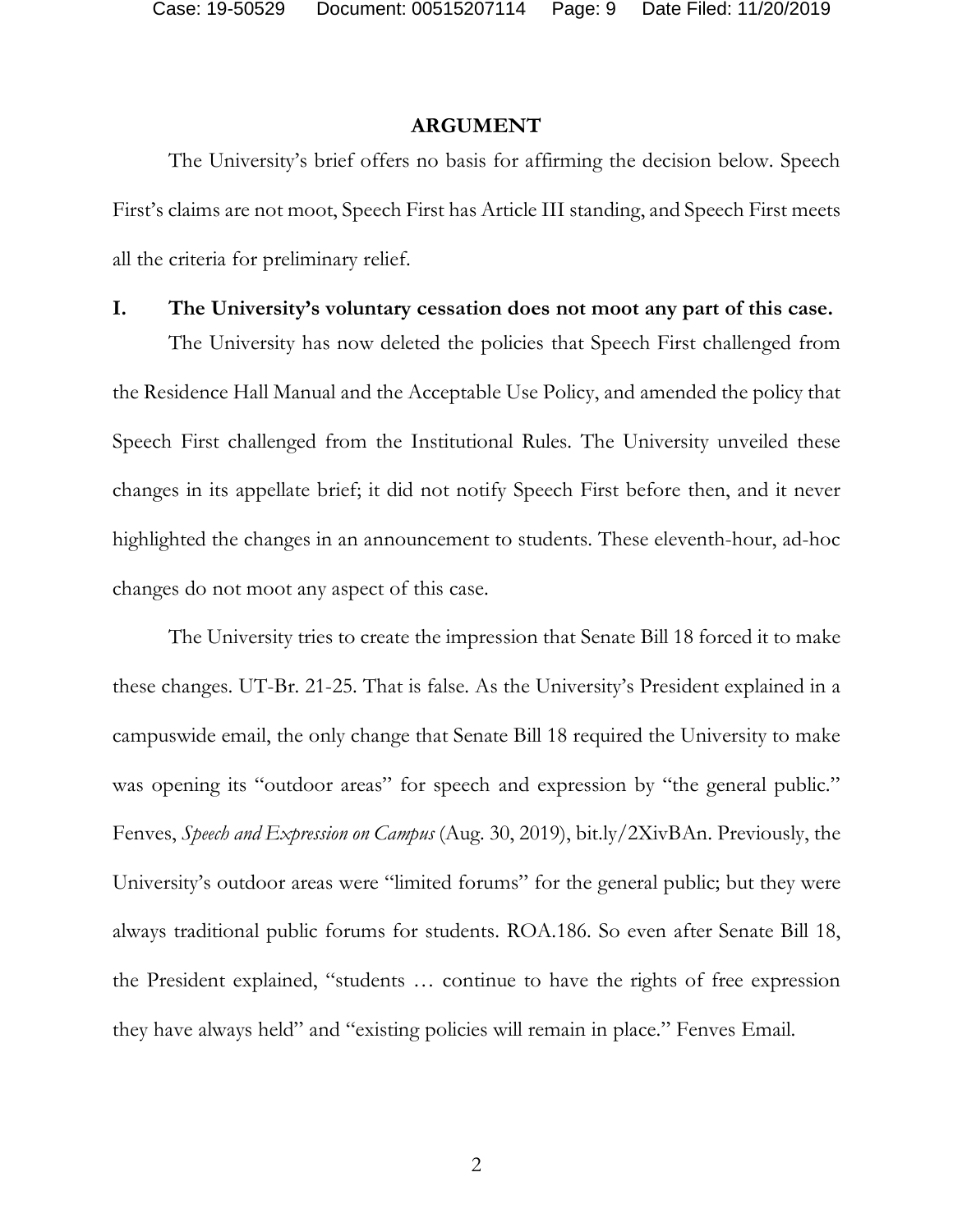## ARGUMENT

The University's brief offers no basis for affirming the decision below. Speech First's claims are not moot, Speech First has Article III standing, and Speech First meets all the criteria for preliminary relief.

### I. The University's voluntary cessation does not moot any part of this case.

The University has now deleted the policies that Speech First challenged from the Residence Hall Manual and the Acceptable Use Policy, and amended the policy that Speech First challenged from the Institutional Rules. The University unveiled these changes in its appellate brief; it did not notify Speech First before then, and it never highlighted the changes in an announcement to students. These eleventh-hour, ad-hoc changes do not moot any aspect of this case.

The University tries to create the impression that Senate Bill 18 forced it to make these changes. UT-Br. 21-25. That is false. As the University's President explained in a campuswide email, the only change that Senate Bill 18 required the University to make was opening its "outdoor areas" for speech and expression by "the general public." Fenves, *Speech and Expression on Campus* (Aug. 30, 2019), bit.ly/2XivBAn. Previously, the University's outdoor areas were "limited forums" for the general public; but they were always traditional public forums for students. ROA.186. So even after Senate Bill 18, the President explained, "students … continue to have the rights of free expression they have always held" and "existing policies will remain in place." Fenves Email.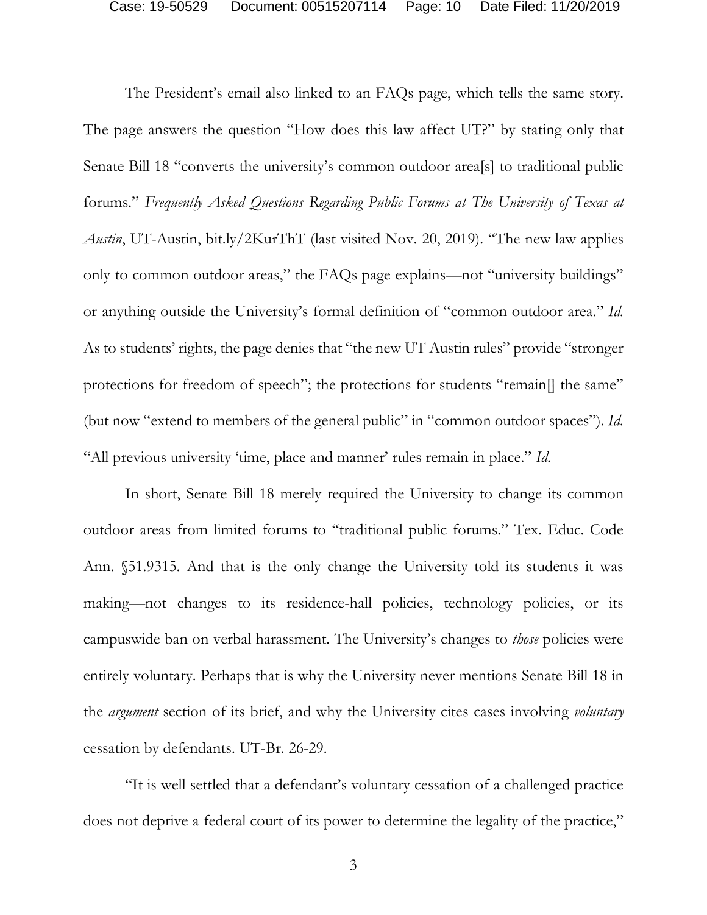The President's email also linked to an FAQs page, which tells the same story. The page answers the question "How does this law affect UT?" by stating only that Senate Bill 18 "converts the university's common outdoor area[s] to traditional public forums." *Frequently Asked Questions Regarding Public Forums at The University of Texas at Austin*, UT-Austin, bit.ly/2KurThT (last visited Nov. 20, 2019). "The new law applies only to common outdoor areas," the FAQs page explains—not "university buildings" or anything outside the University's formal definition of "common outdoor area." *Id.* As to students' rights, the page denies that "the new UT Austin rules" provide "stronger protections for freedom of speech"; the protections for students "remain[] the same" (but now "extend to members of the general public" in "common outdoor spaces"). *Id.* "All previous university 'time, place and manner' rules remain in place." *Id.*

In short, Senate Bill 18 merely required the University to change its common outdoor areas from limited forums to "traditional public forums." Tex. Educ. Code Ann. §51.9315. And that is the only change the University told its students it was making—not changes to its residence-hall policies, technology policies, or its campuswide ban on verbal harassment. The University's changes to *those* policies were entirely voluntary. Perhaps that is why the University never mentions Senate Bill 18 in the *argument* section of its brief, and why the University cites cases involving *voluntary* cessation by defendants. UT-Br. 26-29.

"It is well settled that a defendant's voluntary cessation of a challenged practice does not deprive a federal court of its power to determine the legality of the practice,"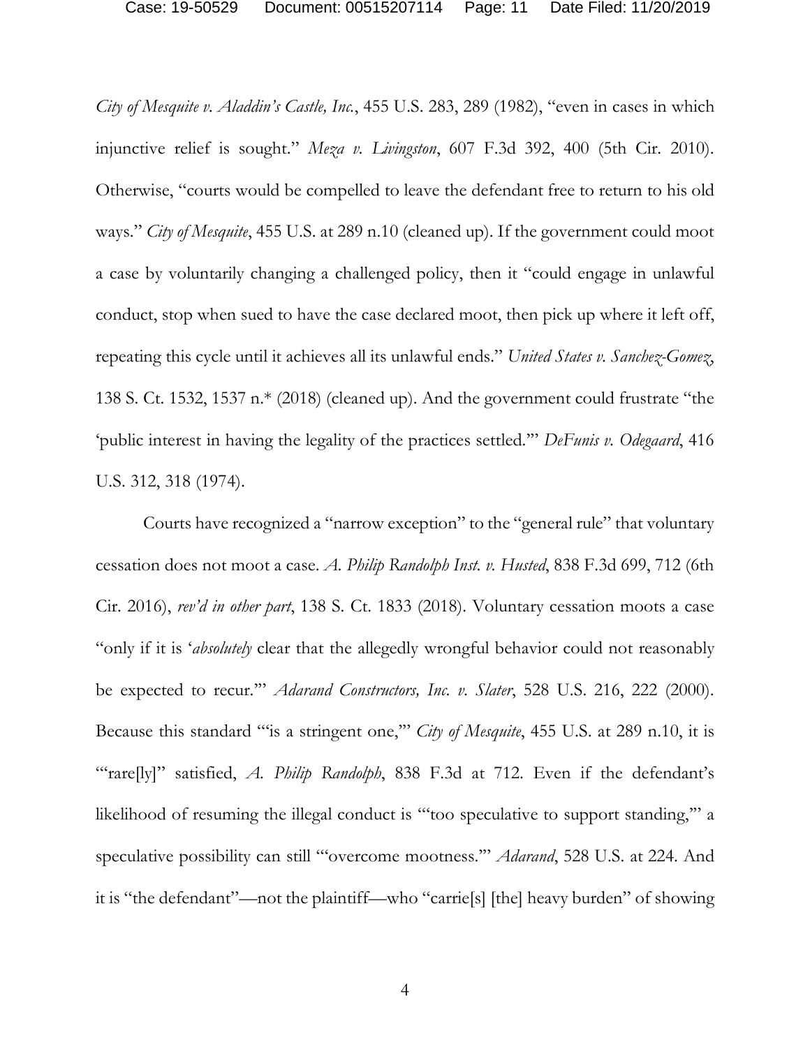*City of Mesquite v. Aladdin's Castle, Inc.*, 455 U.S. 283, 289 (1982), "even in cases in which injunctive relief is sought." *Meza v. Livingston*, 607 F.3d 392, 400 (5th Cir. 2010). Otherwise, "courts would be compelled to leave the defendant free to return to his old ways." *City of Mesquite*, 455 U.S. at 289 n.10 (cleaned up). If the government could moot a case by voluntarily changing a challenged policy, then it "could engage in unlawful conduct, stop when sued to have the case declared moot, then pick up where it left off, repeating this cycle until it achieves all its unlawful ends." *United States v. Sanchez-Gomez*, 138 S. Ct. 1532, 1537 n.* (2018) (cleaned up). And the government could frustrate "the 'public interest in having the legality of the practices settled.'" *DeFunis v. Odegaard*, 416 U.S. 312, 318 (1974).

Courts have recognized a "narrow exception" to the "general rule" that voluntary cessation does not moot a case. *A. Philip Randolph Inst. v. Husted*, 838 F.3d 699, 712 (6th Cir. 2016), *rev'd in other part*, 138 S. Ct. 1833 (2018). Voluntary cessation moots a case "only if it is '*absolutely* clear that the allegedly wrongful behavior could not reasonably be expected to recur.'" *Adarand Constructors, Inc. v. Slater*, 528 U.S. 216, 222 (2000). Because this standard "'is a stringent one,'" *City of Mesquite*, 455 U.S. at 289 n.10, it is "'rare[ly]" satisfied, *A. Philip Randolph*, 838 F.3d at 712. Even if the defendant's likelihood of resuming the illegal conduct is "'too speculative to support standing,'" a speculative possibility can still "'overcome mootness.'" *Adarand*, 528 U.S. at 224. And it is "the defendant"—not the plaintiff—who "carrie[s] [the] heavy burden" of showing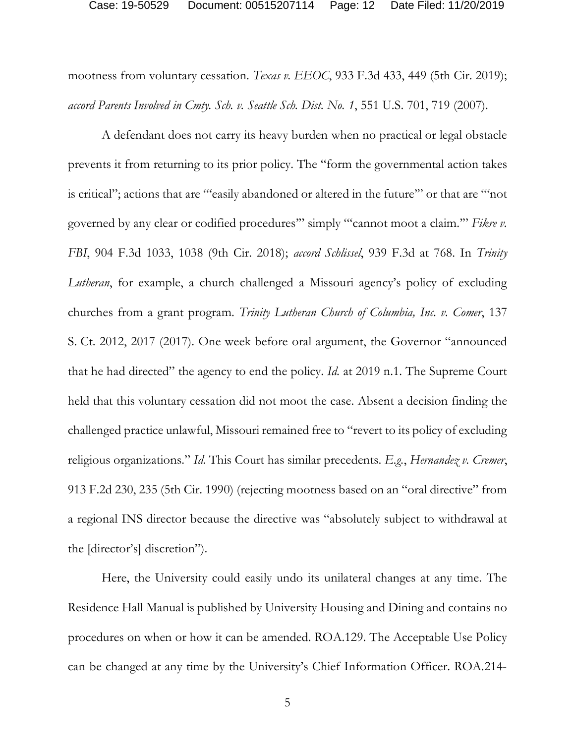mootness from voluntary cessation. *Texas v. EEOC*, 933 F.3d 433, 449 (5th Cir. 2019); *accord Parents Involved in Cmty. Sch. v. Seattle Sch. Dist. No. 1*, 551 U.S. 701, 719 (2007).

A defendant does not carry its heavy burden when no practical or legal obstacle prevents it from returning to its prior policy. The "form the governmental action takes is critical"; actions that are "'easily abandoned or altered in the future'" or that are "'not governed by any clear or codified procedures'" simply "'cannot moot a claim.'" *Fikre v. FBI*, 904 F.3d 1033, 1038 (9th Cir. 2018); *accord Schlissel*, 939 F.3d at 768. In *Trinity Lutheran*, for example, a church challenged a Missouri agency's policy of excluding churches from a grant program. *Trinity Lutheran Church of Columbia, Inc. v. Comer*, 137 S. Ct. 2012, 2017 (2017). One week before oral argument, the Governor "announced that he had directed" the agency to end the policy. *Id.* at 2019 n.1. The Supreme Court held that this voluntary cessation did not moot the case. Absent a decision finding the challenged practice unlawful, Missouri remained free to "revert to its policy of excluding religious organizations." *Id.* This Court has similar precedents. *E.g.*, *Hernandez v. Cremer*, 913 F.2d 230, 235 (5th Cir. 1990) (rejecting mootness based on an "oral directive" from a regional INS director because the directive was "absolutely subject to withdrawal at the [director's] discretion").

Here, the University could easily undo its unilateral changes at any time. The Residence Hall Manual is published by University Housing and Dining and contains no procedures on when or how it can be amended. ROA.129. The Acceptable Use Policy can be changed at any time by the University's Chief Information Officer. ROA.214-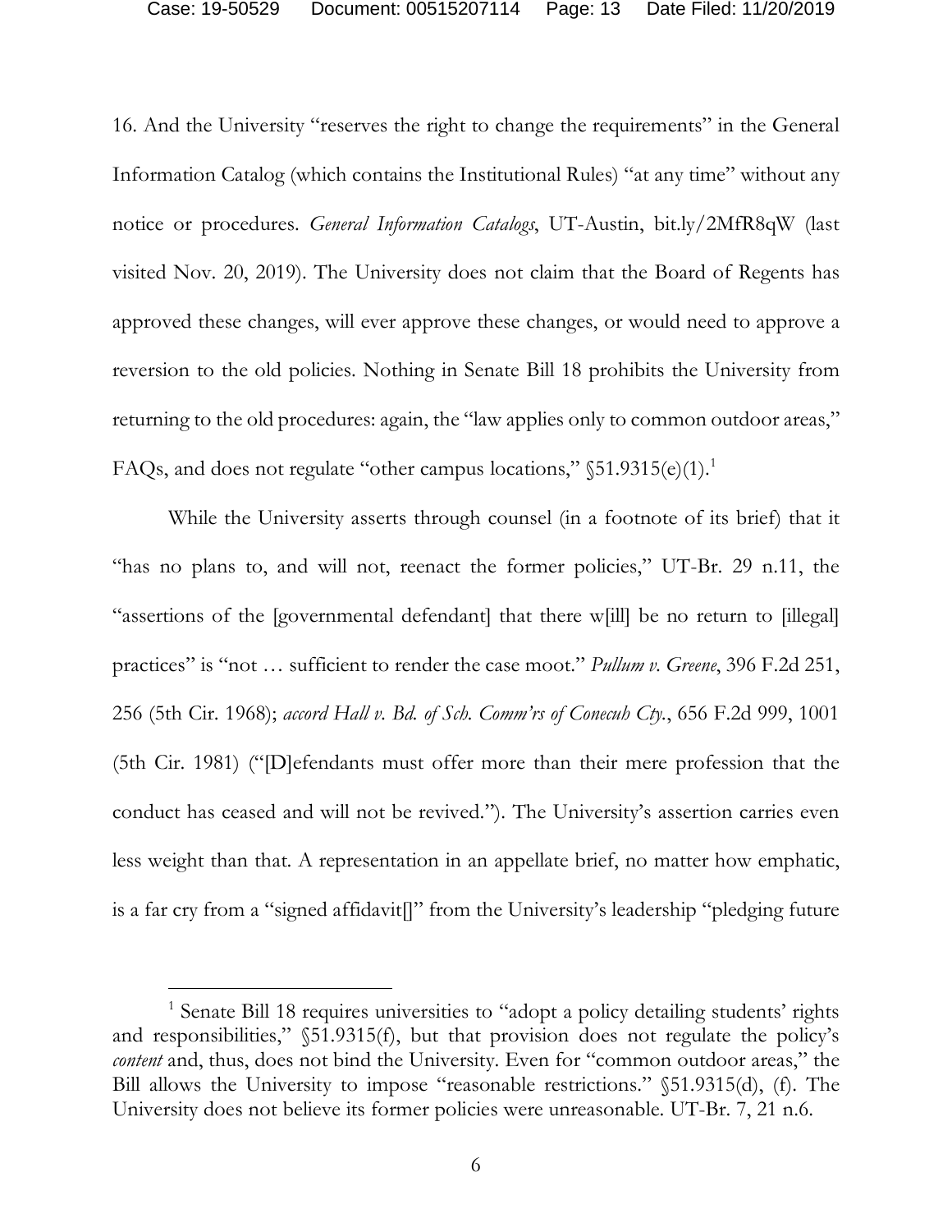16. And the University "reserves the right to change the requirements" in the General Information Catalog (which contains the Institutional Rules) "at any time" without any notice or procedures. *General Information Catalogs*, UT-Austin, bit.ly/2MfR8qW (last visited Nov. 20, 2019). The University does not claim that the Board of Regents has approved these changes, will ever approve these changes, or would need to approve a reversion to the old policies. Nothing in Senate Bill 18 prohibits the University from returning to the old procedures: again, the "law applies only to common outdoor areas," FAQs, and does not regulate "other campus locations," §51.9315(e)(1).[1]

While the University asserts through counsel (in a footnote of its brief) that it "has no plans to, and will not, reenact the former policies," UT-Br. 29 n.11, the "assertions of the [governmental defendant] that there w[ill] be no return to [illegal] practices" is "not … sufficient to render the case moot." *Pullum v. Greene*, 396 F.2d 251, 256 (5th Cir. 1968); *accord Hall v. Bd. of Sch. Comm'rs of Conecuh Cty.*, 656 F.2d 999, 1001 (5th Cir. 1981) ("[D]efendants must offer more than their mere profession that the conduct has ceased and will not be revived."). The University's assertion carries even less weight than that. A representation in an appellate brief, no matter how emphatic, is a far cry from a "signed affidavit[]" from the University's leadership "pledging future

---

[1] Senate Bill 18 requires universities to "adopt a policy detailing students' rights and responsibilities," §51.9315(f), but that provision does not regulate the policy's *content* and, thus, does not bind the University. Even for "common outdoor areas," the Bill allows the University to impose "reasonable restrictions." §51.9315(d), (f). The University does not believe its former policies were unreasonable. UT-Br. 7, 21 n.6.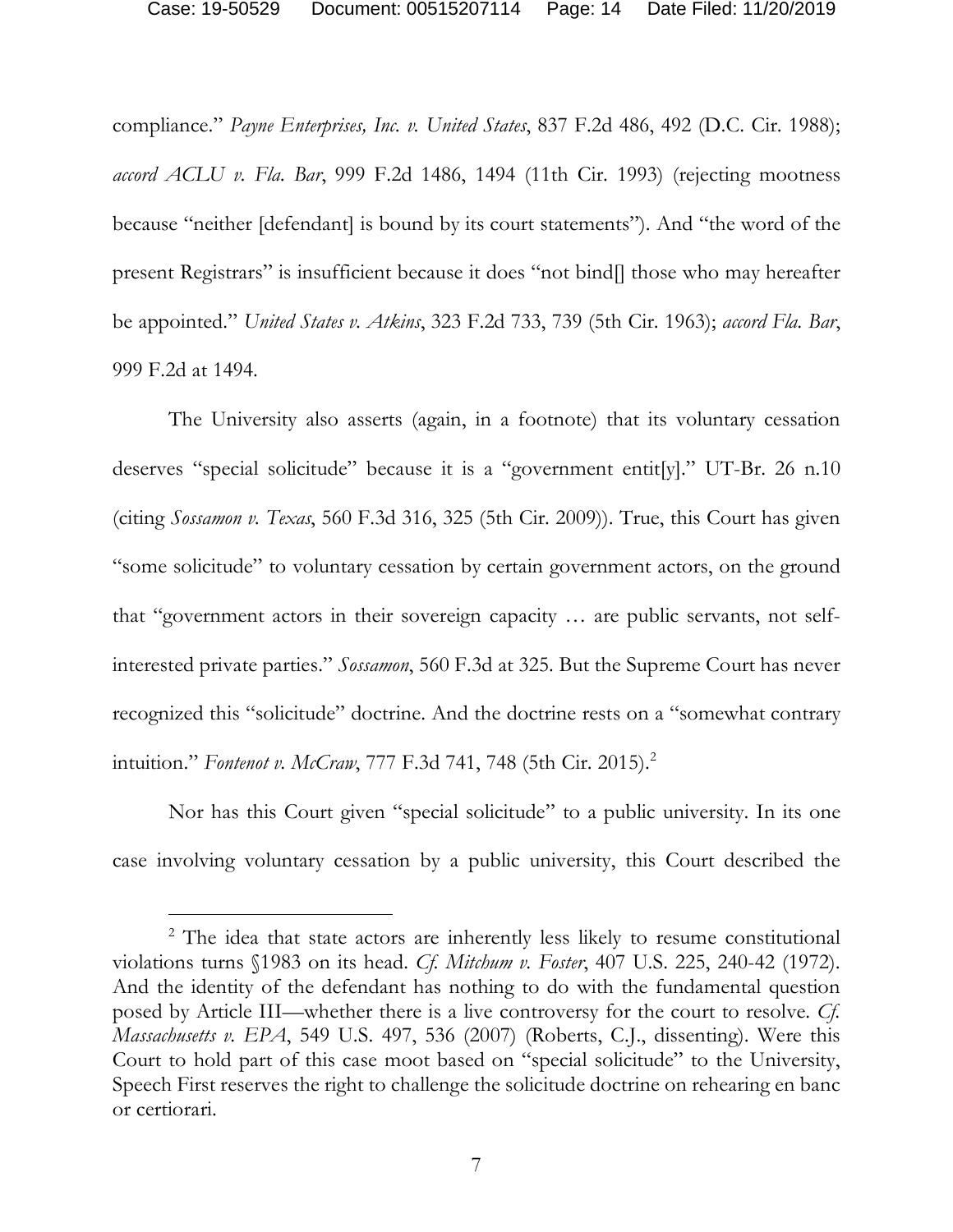compliance." *Payne Enterprises, Inc. v. United States*, 837 F.2d 486, 492 (D.C. Cir. 1988); *accord ACLU v. Fla. Bar*, 999 F.2d 1486, 1494 (11th Cir. 1993) (rejecting mootness because "neither [defendant] is bound by its court statements"). And "the word of the present Registrars" is insufficient because it does "not bind[] those who may hereafter be appointed." *United States v. Atkins*, 323 F.2d 733, 739 (5th Cir. 1963); *accord Fla. Bar*, 999 F.2d at 1494.

The University also asserts (again, in a footnote) that its voluntary cessation deserves "special solicitude" because it is a "government entit[y]." UT-Br. 26 n.10 (citing *Sossamon v. Texas*, 560 F.3d 316, 325 (5th Cir. 2009)). True, this Court has given "some solicitude" to voluntary cessation by certain government actors, on the ground that "government actors in their sovereign capacity … are public servants, not self-interested private parties." *Sossamon*, 560 F.3d at 325. But the Supreme Court has never recognized this "solicitude" doctrine. And the doctrine rests on a "somewhat contrary intuition." *Fontenot v. McCraw*, 777 F.3d 741, 748 (5th Cir. 2015).[2]

Nor has this Court given "special solicitude" to a public university. In its one case involving voluntary cessation by a public university, this Court described the

---

[2] The idea that state actors are inherently less likely to resume constitutional violations turns §1983 on its head. *Cf. Mitchum v. Foster*, 407 U.S. 225, 240-42 (1972). And the identity of the defendant has nothing to do with the fundamental question posed by Article III—whether there is a live controversy for the court to resolve. *Cf. Massachusetts v. EPA*, 549 U.S. 497, 536 (2007) (Roberts, C.J., dissenting). Were this Court to hold part of this case moot based on "special solicitude" to the University, Speech First reserves the right to challenge the solicitude doctrine on rehearing en banc or certiorari.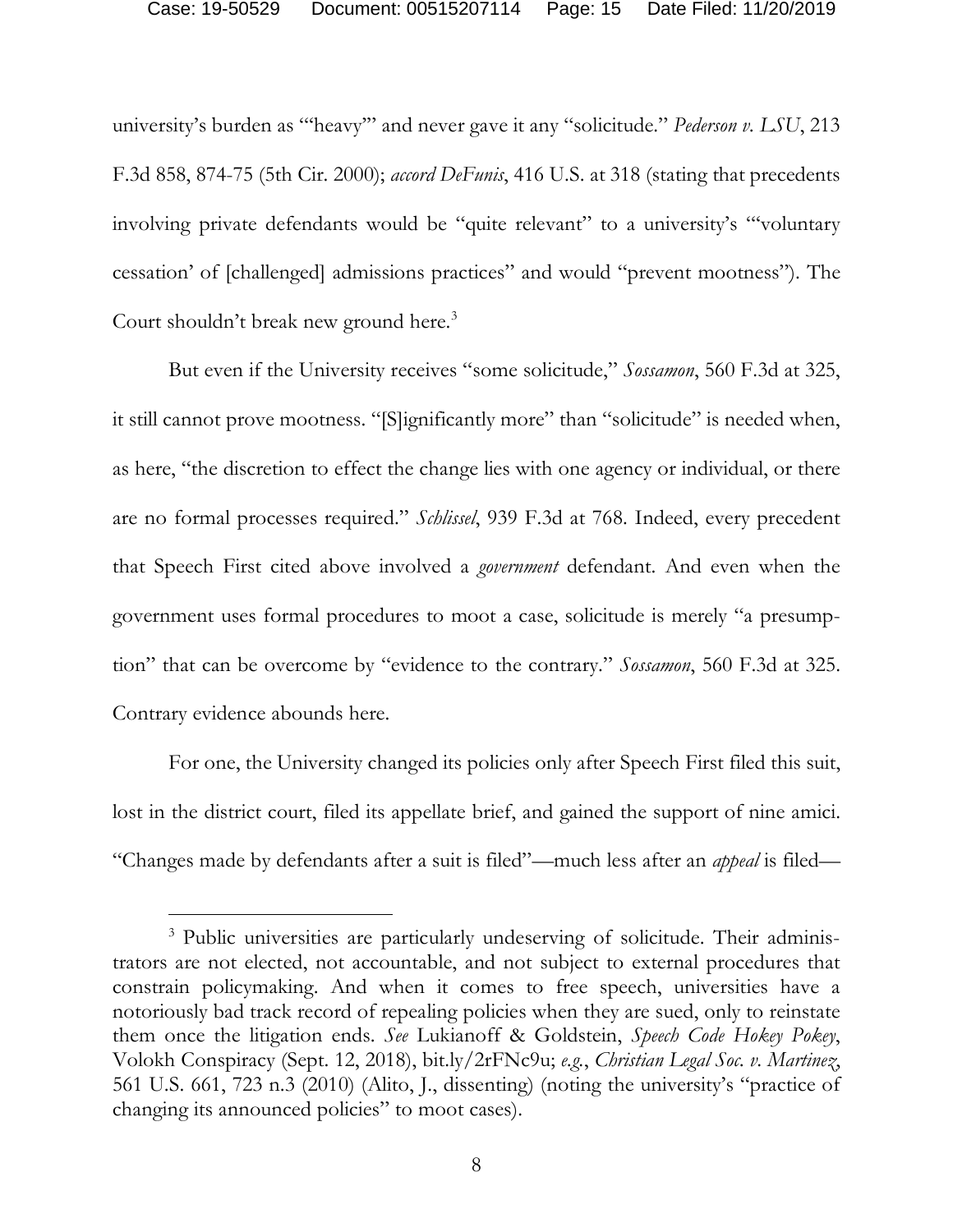university's burden as "'heavy'" and never gave it any "solicitude." *Pederson v. LSU*, 213 F.3d 858, 874-75 (5th Cir. 2000); *accord DeFunis*, 416 U.S. at 318 (stating that precedents involving private defendants would be "quite relevant" to a university's "'voluntary cessation' of [challenged] admissions practices" and would "prevent mootness"). The Court shouldn't break new ground here.[3]

But even if the University receives "some solicitude," *Sossamon*, 560 F.3d at 325, it still cannot prove mootness. "[S]ignificantly more" than "solicitude" is needed when, as here, "the discretion to effect the change lies with one agency or individual, or there are no formal processes required." *Schlissel*, 939 F.3d at 768. Indeed, every precedent that Speech First cited above involved a *government* defendant. And even when the government uses formal procedures to moot a case, solicitude is merely "a presumption" that can be overcome by "evidence to the contrary." *Sossamon*, 560 F.3d at 325. Contrary evidence abounds here.

For one, the University changed its policies only after Speech First filed this suit, lost in the district court, filed its appellate brief, and gained the support of nine amici. "Changes made by defendants after a suit is filed"—much less after an *appeal* is filed—

[3] Public universities are particularly undeserving of solicitude. Their administrators are not elected, not accountable, and not subject to external procedures that constrain policymaking. And when it comes to free speech, universities have a notoriously bad track record of repealing policies when they are sued, only to reinstate them once the litigation ends. *See* Lukianoff & Goldstein, *Speech Code Hokey Pokey*, Volokh Conspiracy (Sept. 12, 2018), bit.ly/2rFNc9u; *e.g.*, *Christian Legal Soc. v. Martinez*, 561 U.S. 661, 723 n.3 (2010) (Alito, J., dissenting) (noting the university's "practice of changing its announced policies" to moot cases).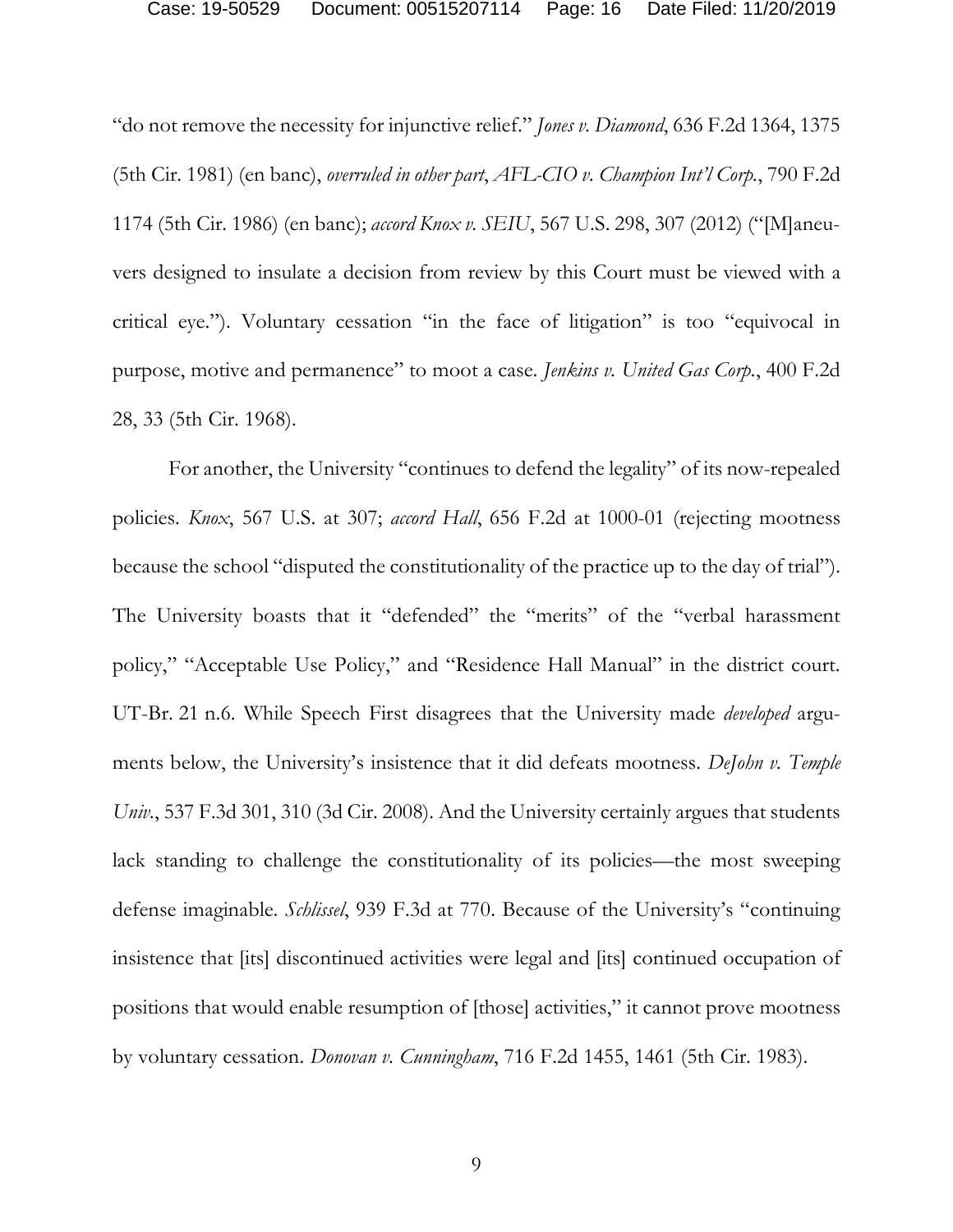"do not remove the necessity for injunctive relief." *Jones v. Diamond*, 636 F.2d 1364, 1375 (5th Cir. 1981) (en banc), *overruled in other part*, *AFL-CIO v. Champion Int'l Corp.*, 790 F.2d 1174 (5th Cir. 1986) (en banc); *accord Knox v. SEIU*, 567 U.S. 298, 307 (2012) ("[M]aneuvers designed to insulate a decision from review by this Court must be viewed with a critical eye."). Voluntary cessation "in the face of litigation" is too "equivocal in purpose, motive and permanence" to moot a case. *Jenkins v. United Gas Corp.*, 400 F.2d 28, 33 (5th Cir. 1968).

For another, the University "continues to defend the legality" of its now-repealed policies. *Knox*, 567 U.S. at 307; *accord Hall*, 656 F.2d at 1000-01 (rejecting mootness because the school "disputed the constitutionality of the practice up to the day of trial"). The University boasts that it "defended" the "merits" of the "verbal harassment policy," "Acceptable Use Policy," and "Residence Hall Manual" in the district court. UT-Br. 21 n.6. While Speech First disagrees that the University made *developed* arguments below, the University's insistence that it did defeats mootness. *DeJohn v. Temple Univ.*, 537 F.3d 301, 310 (3d Cir. 2008). And the University certainly argues that students lack standing to challenge the constitutionality of its policies—the most sweeping defense imaginable. *Schlissel*, 939 F.3d at 770. Because of the University's "continuing insistence that [its] discontinued activities were legal and [its] continued occupation of positions that would enable resumption of [those] activities," it cannot prove mootness by voluntary cessation. *Donovan v. Cunningham*, 716 F.2d 1455, 1461 (5th Cir. 1983).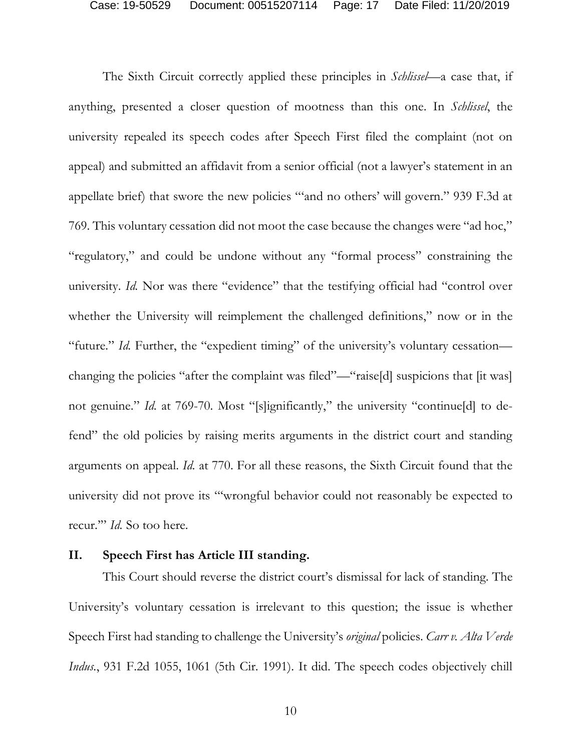The Sixth Circuit correctly applied these principles in *Schlissel*—a case that, if anything, presented a closer question of mootness than this one. In *Schlissel*, the university repealed its speech codes after Speech First filed the complaint (not on appeal) and submitted an affidavit from a senior official (not a lawyer's statement in an appellate brief) that swore the new policies "'and no others' will govern." 939 F.3d at 769. This voluntary cessation did not moot the case because the changes were "ad hoc," "regulatory," and could be undone without any "formal process" constraining the university. *Id.* Nor was there "evidence" that the testifying official had "control over whether the University will reimplement the challenged definitions," now or in the "future." *Id.* Further, the "expedient timing" of the university's voluntary cessation—changing the policies "after the complaint was filed"—"raise[d] suspicions that [it was] not genuine." *Id.* at 769-70. Most "[s]ignificantly," the university "continue[d] to defend" the old policies by raising merits arguments in the district court and standing arguments on appeal. *Id.* at 770. For all these reasons, the Sixth Circuit found that the university did not prove its "'wrongful behavior could not reasonably be expected to recur.'" *Id.* So too here.

## II. Speech First has Article III standing.

This Court should reverse the district court's dismissal for lack of standing. The University's voluntary cessation is irrelevant to this question; the issue is whether Speech First had standing to challenge the University's *original* policies. *Carr v. Alta Verde Indus.*, 931 F.2d 1055, 1061 (5th Cir. 1991). It did. The speech codes objectively chill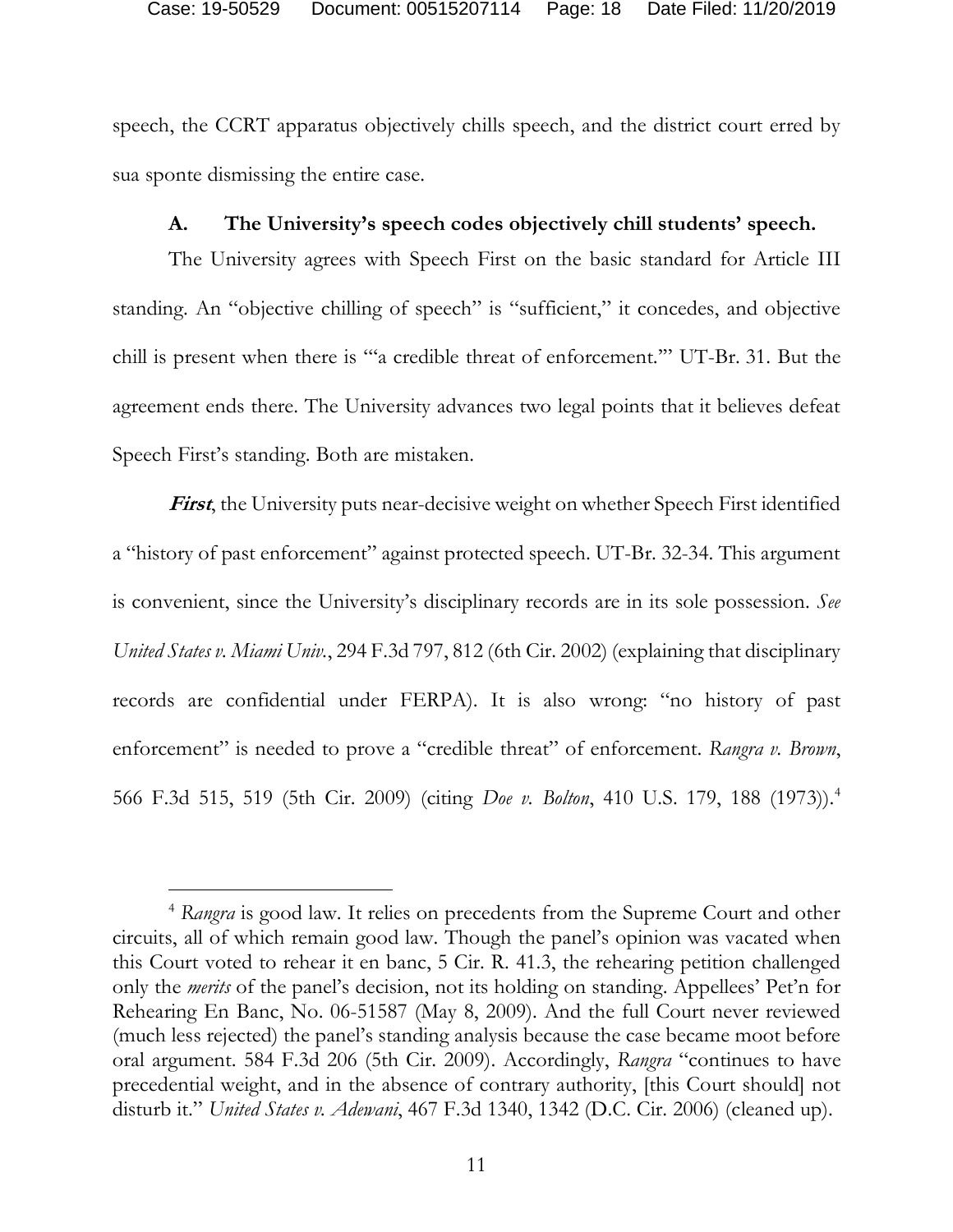speech, the CCRT apparatus objectively chills speech, and the district court erred by sua sponte dismissing the entire case.

### A. The University's speech codes objectively chill students' speech.

The University agrees with Speech First on the basic standard for Article III standing. An "objective chilling of speech" is "sufficient," it concedes, and objective chill is present when there is "'a credible threat of enforcement.'" UT-Br. 31. But the agreement ends there. The University advances two legal points that it believes defeat Speech First's standing. Both are mistaken.

***First***, the University puts near-decisive weight on whether Speech First identified a "history of past enforcement" against protected speech. UT-Br. 32-34. This argument is convenient, since the University's disciplinary records are in its sole possession. *See United States v. Miami Univ.*, 294 F.3d 797, 812 (6th Cir. 2002) (explaining that disciplinary records are confidential under FERPA). It is also wrong: "no history of past enforcement" is needed to prove a "credible threat" of enforcement. *Rangra v. Brown*, 566 F.3d 515, 519 (5th Cir. 2009) (citing *Doe v. Bolton*, 410 U.S. 179, 188 (1973)).[4]

---

[4] *Rangra* is good law. It relies on precedents from the Supreme Court and other circuits, all of which remain good law. Though the panel's opinion was vacated when this Court voted to rehear it en banc, 5 Cir. R. 41.3, the rehearing petition challenged only the *merits* of the panel's decision, not its holding on standing. Appellees' Pet'n for Rehearing En Banc, No. 06-51587 (May 8, 2009). And the full Court never reviewed (much less rejected) the panel's standing analysis because the case became moot before oral argument. 584 F.3d 206 (5th Cir. 2009). Accordingly, *Rangra* "continues to have precedential weight, and in the absence of contrary authority, [this Court should] not disturb it." *United States v. Adewani*, 467 F.3d 1340, 1342 (D.C. Cir. 2006) (cleaned up).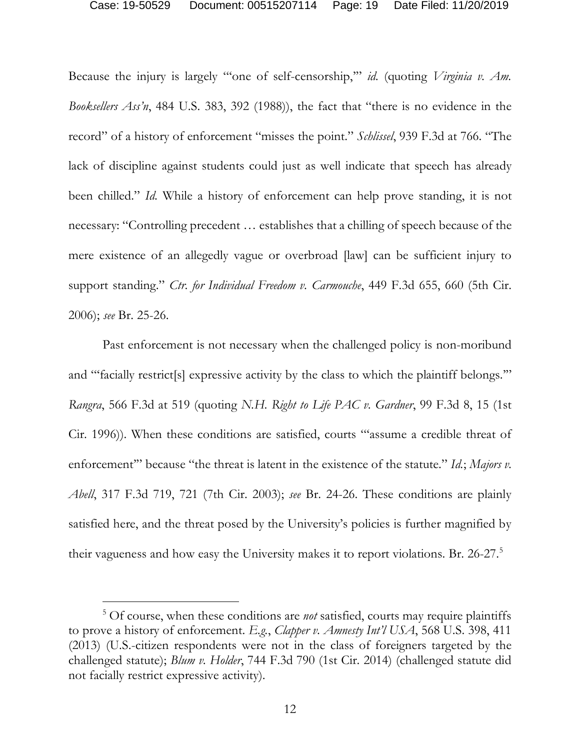Because the injury is largely "'one of self-censorship,'" *id.* (quoting *Virginia v. Am. Booksellers Ass'n*, 484 U.S. 383, 392 (1988)), the fact that "there is no evidence in the record" of a history of enforcement "misses the point." *Schlissel*, 939 F.3d at 766. "The lack of discipline against students could just as well indicate that speech has already been chilled." *Id.* While a history of enforcement can help prove standing, it is not necessary: "Controlling precedent … establishes that a chilling of speech because of the mere existence of an allegedly vague or overbroad [law] can be sufficient injury to support standing." *Ctr. for Individual Freedom v. Carmouche*, 449 F.3d 655, 660 (5th Cir. 2006); *see* Br. 25-26.

Past enforcement is not necessary when the challenged policy is non-moribund and "'facially restrict[s] expressive activity by the class to which the plaintiff belongs.'" *Rangra*, 566 F.3d at 519 (quoting *N.H. Right to Life PAC v. Gardner*, 99 F.3d 8, 15 (1st Cir. 1996)). When these conditions are satisfied, courts "'assume a credible threat of enforcement'" because "the threat is latent in the existence of the statute." *Id.*; *Majors v. Abell*, 317 F.3d 719, 721 (7th Cir. 2003); *see* Br. 24-26. These conditions are plainly satisfied here, and the threat posed by the University's policies is further magnified by their vagueness and how easy the University makes it to report violations. Br. 26-27.[5]

[5] Of course, when these conditions are *not* satisfied, courts may require plaintiffs to prove a history of enforcement. *E.g.*, *Clapper v. Amnesty Int'l USA*, 568 U.S. 398, 411 (2013) (U.S.-citizen respondents were not in the class of foreigners targeted by the challenged statute); *Blum v. Holder*, 744 F.3d 790 (1st Cir. 2014) (challenged statute did not facially restrict expressive activity).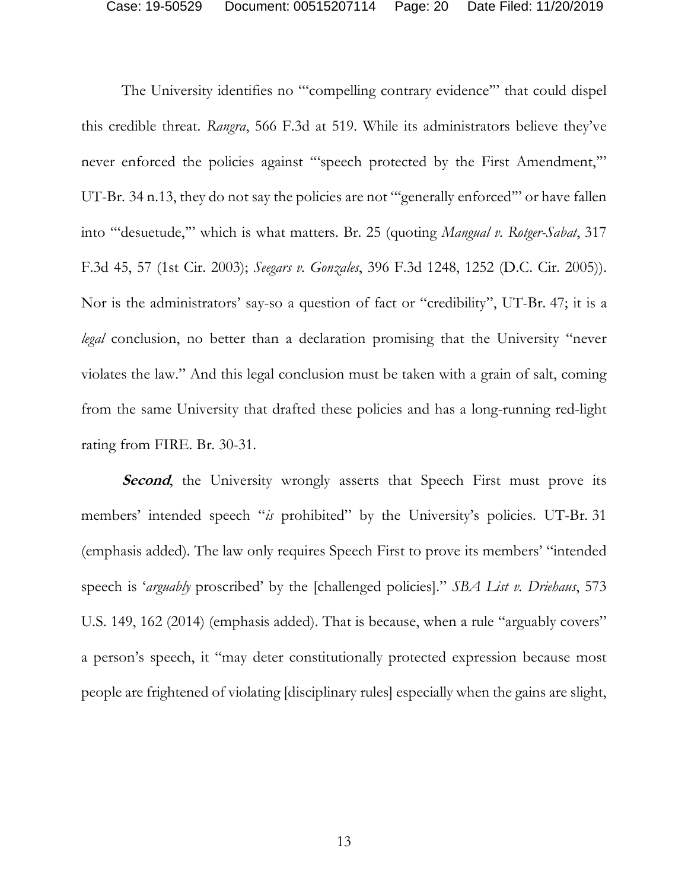The University identifies no "'compelling contrary evidence'" that could dispel this credible threat. *Rangra*, 566 F.3d at 519. While its administrators believe they've never enforced the policies against "'speech protected by the First Amendment,'" UT-Br. 34 n.13, they do not say the policies are not "'generally enforced'" or have fallen into "'desuetude,'" which is what matters. Br. 25 (quoting *Mangual v. Rotger-Sabat*, 317 F.3d 45, 57 (1st Cir. 2003); *Seegars v. Gonzales*, 396 F.3d 1248, 1252 (D.C. Cir. 2005)). Nor is the administrators' say-so a question of fact or "credibility", UT-Br. 47; it is a *legal* conclusion, no better than a declaration promising that the University "never violates the law." And this legal conclusion must be taken with a grain of salt, coming from the same University that drafted these policies and has a long-running red-light rating from FIRE. Br. 30-31.

***Second***, the University wrongly asserts that Speech First must prove its members' intended speech "*is* prohibited" by the University's policies. UT-Br. 31 (emphasis added). The law only requires Speech First to prove its members' "intended speech is '*arguably* proscribed' by the [challenged policies]." *SBA List v. Driehaus*, 573 U.S. 149, 162 (2014) (emphasis added). That is because, when a rule "arguably covers" a person's speech, it "may deter constitutionally protected expression because most people are frightened of violating [disciplinary rules] especially when the gains are slight,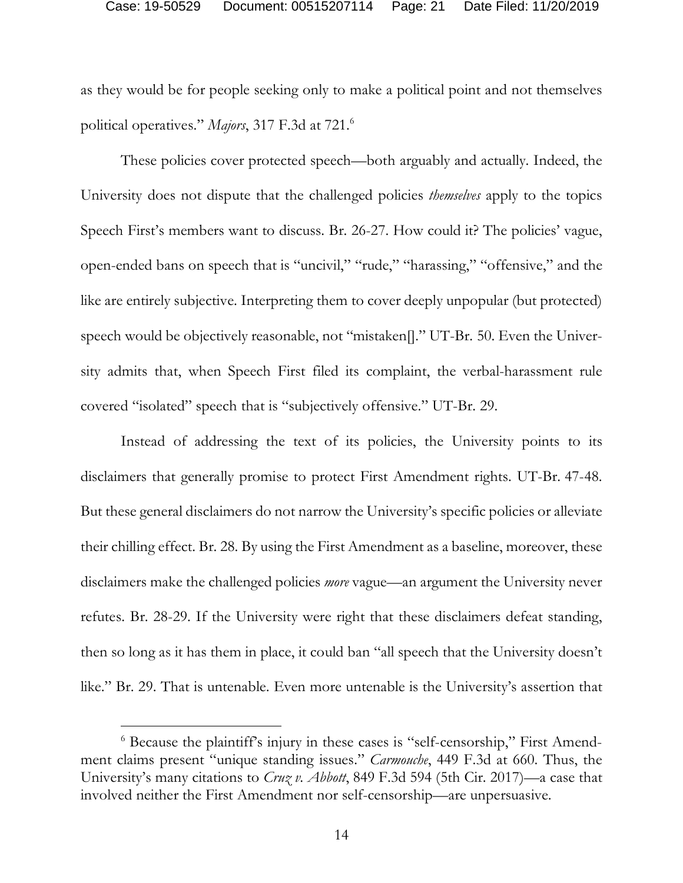as they would be for people seeking only to make a political point and not themselves political operatives." *Majors*, 317 F.3d at 721.[6]

These policies cover protected speech—both arguably and actually. Indeed, the University does not dispute that the challenged policies *themselves* apply to the topics Speech First's members want to discuss. Br. 26-27. How could it? The policies' vague, open-ended bans on speech that is "uncivil," "rude," "harassing," "offensive," and the like are entirely subjective. Interpreting them to cover deeply unpopular (but protected) speech would be objectively reasonable, not "mistaken[]." UT-Br. 50. Even the University admits that, when Speech First filed its complaint, the verbal-harassment rule covered "isolated" speech that is "subjectively offensive." UT-Br. 29.

Instead of addressing the text of its policies, the University points to its disclaimers that generally promise to protect First Amendment rights. UT-Br. 47-48. But these general disclaimers do not narrow the University's specific policies or alleviate their chilling effect. Br. 28. By using the First Amendment as a baseline, moreover, these disclaimers make the challenged policies *more* vague—an argument the University never refutes. Br. 28-29. If the University were right that these disclaimers defeat standing, then so long as it has them in place, it could ban "all speech that the University doesn't like." Br. 29. That is untenable. Even more untenable is the University's assertion that

[6] Because the plaintiff's injury in these cases is "self-censorship," First Amendment claims present "unique standing issues." *Carmouche*, 449 F.3d at 660. Thus, the University's many citations to *Cruz v. Abbott*, 849 F.3d 594 (5th Cir. 2017)—a case that involved neither the First Amendment nor self-censorship—are unpersuasive.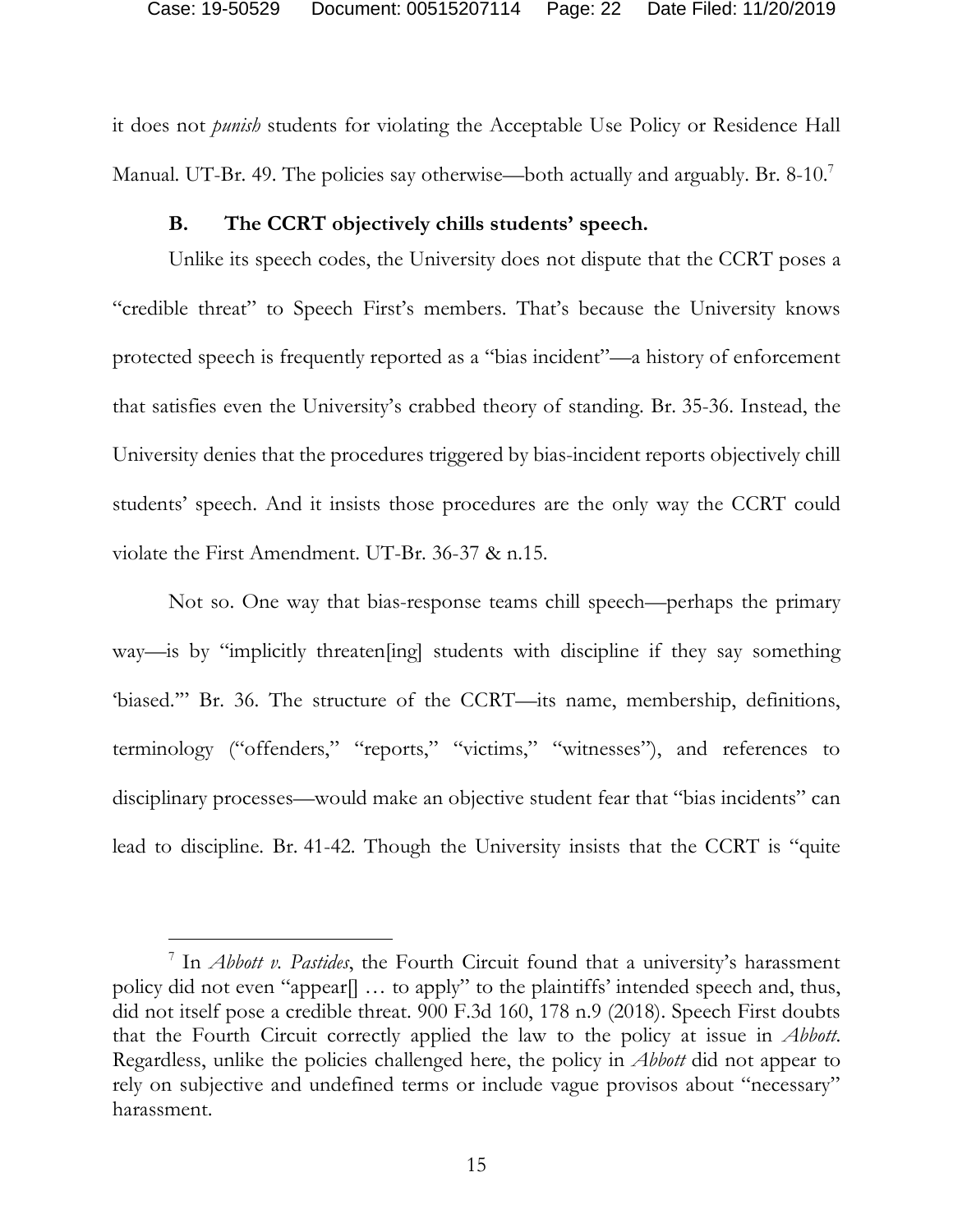it does not *punish* students for violating the Acceptable Use Policy or Residence Hall Manual. UT-Br. 49. The policies say otherwise—both actually and arguably. Br. 8-10.[7]

### B. The CCRT objectively chills students' speech.

Unlike its speech codes, the University does not dispute that the CCRT poses a "credible threat" to Speech First's members. That's because the University knows protected speech is frequently reported as a "bias incident"—a history of enforcement that satisfies even the University's crabbed theory of standing. Br. 35-36. Instead, the University denies that the procedures triggered by bias-incident reports objectively chill students' speech. And it insists those procedures are the only way the CCRT could violate the First Amendment. UT-Br. 36-37 & n.15.

Not so. One way that bias-response teams chill speech—perhaps the primary way—is by "implicitly threaten[ing] students with discipline if they say something 'biased.'" Br. 36. The structure of the CCRT—its name, membership, definitions, terminology ("offenders," "reports," "victims," "witnesses"), and references to disciplinary processes—would make an objective student fear that "bias incidents" can lead to discipline. Br. 41-42. Though the University insists that the CCRT is "quite

---

[7] In *Abbott v. Pastides*, the Fourth Circuit found that a university's harassment policy did not even "appear[] … to apply" to the plaintiffs' intended speech and, thus, did not itself pose a credible threat. 900 F.3d 160, 178 n.9 (2018). Speech First doubts that the Fourth Circuit correctly applied the law to the policy at issue in *Abbott*. Regardless, unlike the policies challenged here, the policy in *Abbott* did not appear to rely on subjective and undefined terms or include vague provisos about "necessary" harassment.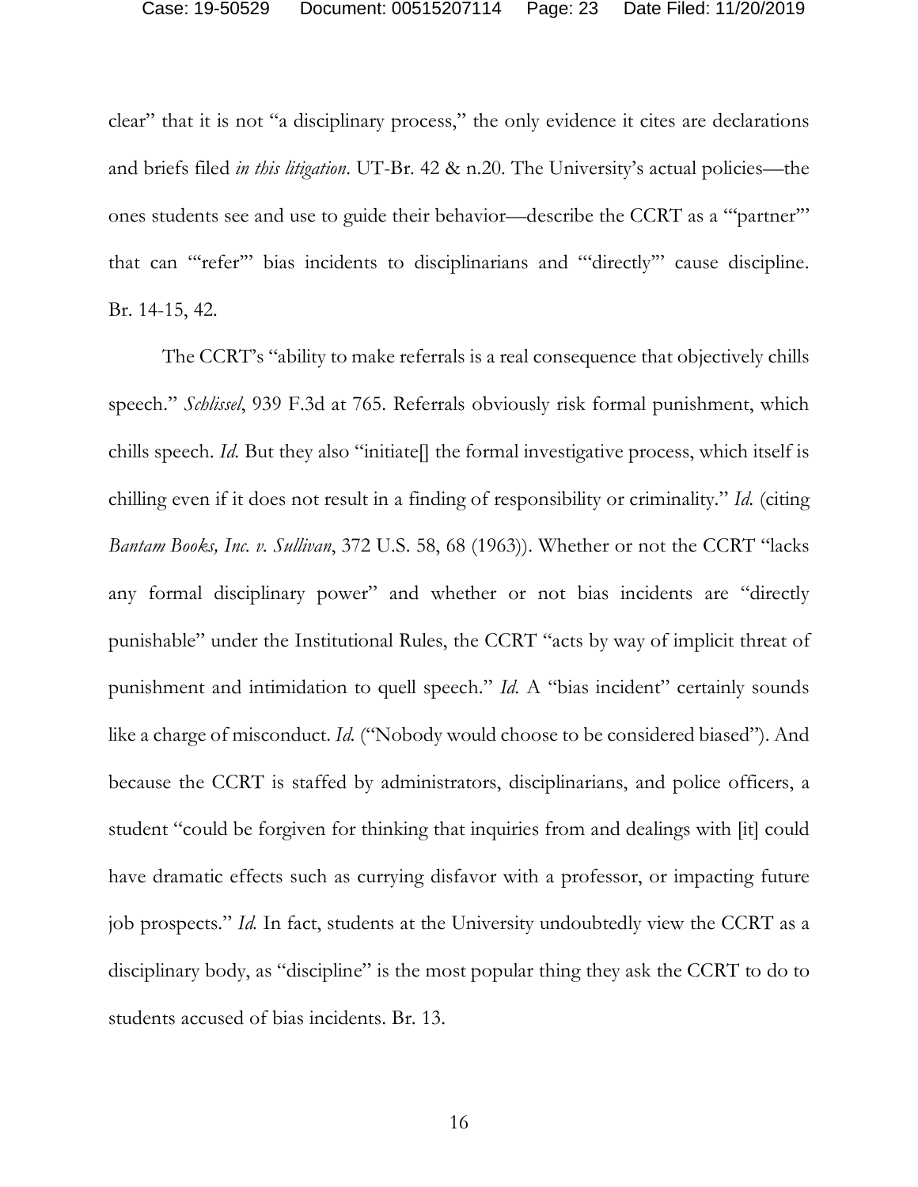clear" that it is not "a disciplinary process," the only evidence it cites are declarations and briefs filed *in this litigation*. UT-Br. 42 & n.20. The University's actual policies—the ones students see and use to guide their behavior—describe the CCRT as a '"partner"' that can '"refer"' bias incidents to disciplinarians and '"directly"' cause discipline. Br. 14-15, 42.

The CCRT's "ability to make referrals is a real consequence that objectively chills speech." *Schlissel*, 939 F.3d at 765. Referrals obviously risk formal punishment, which chills speech. *Id.* But they also "initiate[] the formal investigative process, which itself is chilling even if it does not result in a finding of responsibility or criminality." *Id.* (citing *Bantam Books, Inc. v. Sullivan*, 372 U.S. 58, 68 (1963)). Whether or not the CCRT "lacks any formal disciplinary power" and whether or not bias incidents are "directly punishable" under the Institutional Rules, the CCRT "acts by way of implicit threat of punishment and intimidation to quell speech." *Id.* A "bias incident" certainly sounds like a charge of misconduct. *Id.* ("Nobody would choose to be considered biased"). And because the CCRT is staffed by administrators, disciplinarians, and police officers, a student "could be forgiven for thinking that inquiries from and dealings with [it] could have dramatic effects such as currying disfavor with a professor, or impacting future job prospects." *Id.* In fact, students at the University undoubtedly view the CCRT as a disciplinary body, as "discipline" is the most popular thing they ask the CCRT to do to students accused of bias incidents. Br. 13.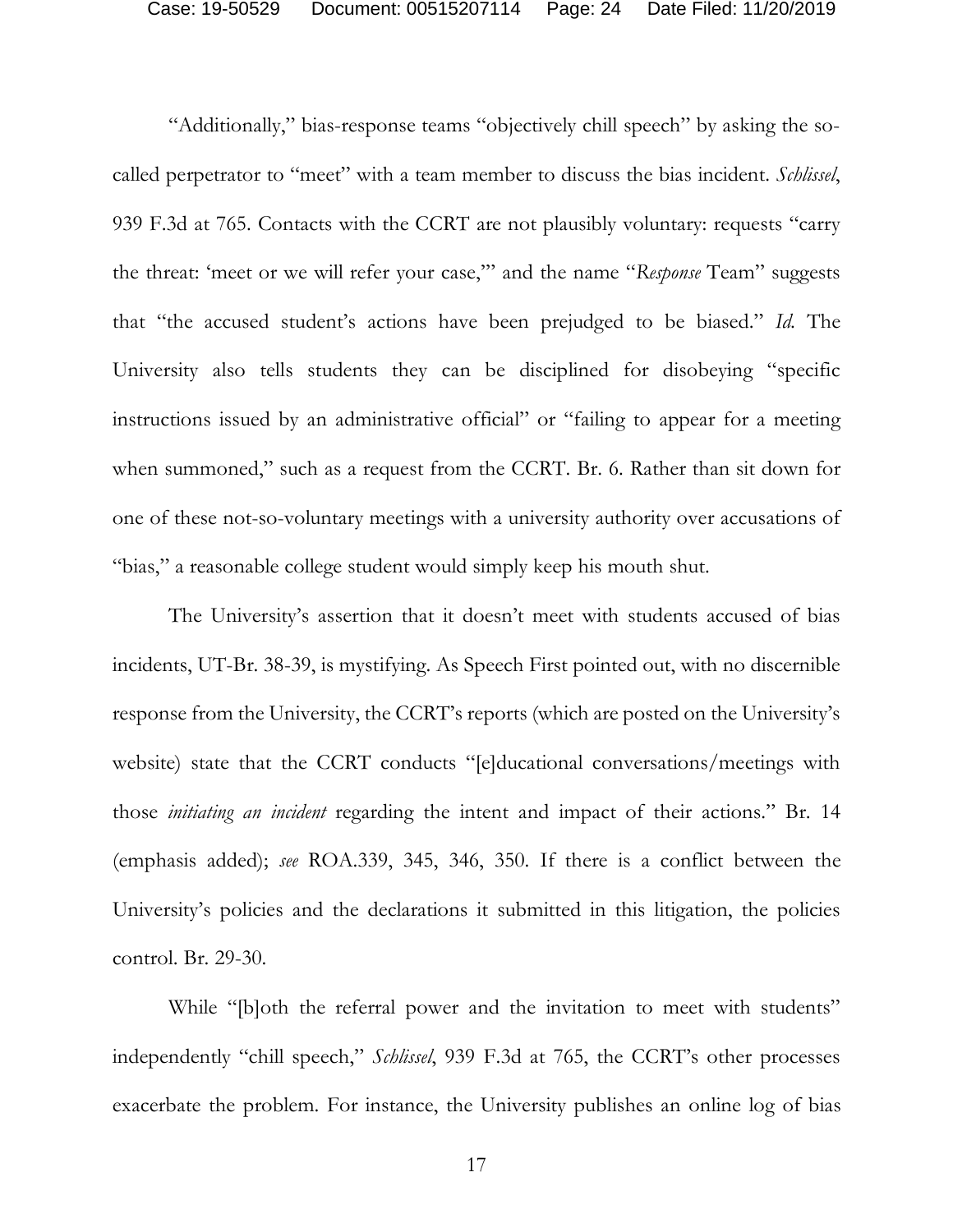"Additionally," bias-response teams "objectively chill speech" by asking the so-called perpetrator to "meet" with a team member to discuss the bias incident. *Schlissel*, 939 F.3d at 765. Contacts with the CCRT are not plausibly voluntary: requests "carry the threat: 'meet or we will refer your case,'" and the name "*Response* Team" suggests that "the accused student's actions have been prejudged to be biased." *Id.* The University also tells students they can be disciplined for disobeying "specific instructions issued by an administrative official" or "failing to appear for a meeting when summoned," such as a request from the CCRT. Br. 6. Rather than sit down for one of these not-so-voluntary meetings with a university authority over accusations of "bias," a reasonable college student would simply keep his mouth shut.

The University's assertion that it doesn't meet with students accused of bias incidents, UT-Br. 38-39, is mystifying. As Speech First pointed out, with no discernible response from the University, the CCRT's reports (which are posted on the University's website) state that the CCRT conducts "[e]ducational conversations/meetings with those *initiating an incident* regarding the intent and impact of their actions." Br. 14 (emphasis added); *see* ROA.339, 345, 346, 350. If there is a conflict between the University's policies and the declarations it submitted in this litigation, the policies control. Br. 29-30.

While "[b]oth the referral power and the invitation to meet with students" independently "chill speech," *Schlissel*, 939 F.3d at 765, the CCRT's other processes exacerbate the problem. For instance, the University publishes an online log of bias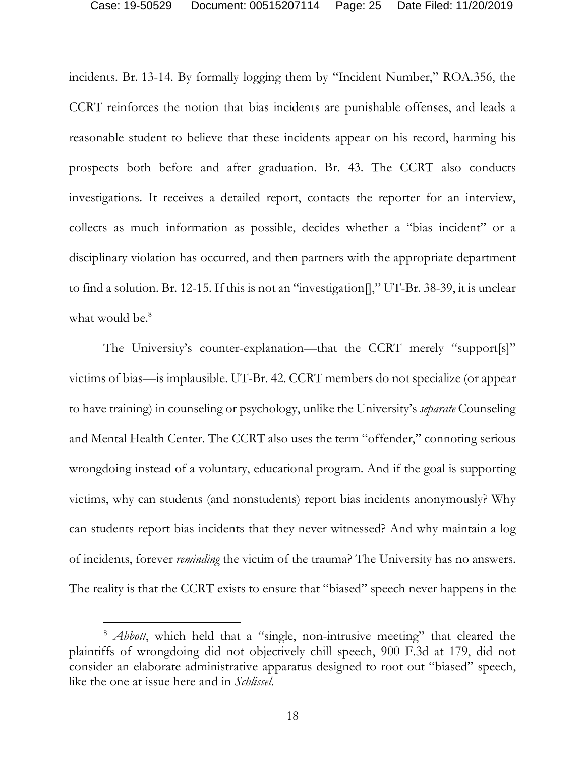incidents. Br. 13-14. By formally logging them by "Incident Number," ROA.356, the CCRT reinforces the notion that bias incidents are punishable offenses, and leads a reasonable student to believe that these incidents appear on his record, harming his prospects both before and after graduation. Br. 43. The CCRT also conducts investigations. It receives a detailed report, contacts the reporter for an interview, collects as much information as possible, decides whether a "bias incident" or a disciplinary violation has occurred, and then partners with the appropriate department to find a solution. Br. 12-15. If this is not an "investigation[]," UT-Br. 38-39, it is unclear what would be.[8]

The University's counter-explanation—that the CCRT merely "support[s]" victims of bias—is implausible. UT-Br. 42. CCRT members do not specialize (or appear to have training) in counseling or psychology, unlike the University's *separate* Counseling and Mental Health Center. The CCRT also uses the term "offender," connoting serious wrongdoing instead of a voluntary, educational program. And if the goal is supporting victims, why can students (and nonstudents) report bias incidents anonymously? Why can students report bias incidents that they never witnessed? And why maintain a log of incidents, forever *reminding* the victim of the trauma? The University has no answers. The reality is that the CCRT exists to ensure that "biased" speech never happens in the

---

[8] *Abbott*, which held that a "single, non-intrusive meeting" that cleared the plaintiffs of wrongdoing did not objectively chill speech, 900 F.3d at 179, did not consider an elaborate administrative apparatus designed to root out "biased" speech, like the one at issue here and in *Schlissel*.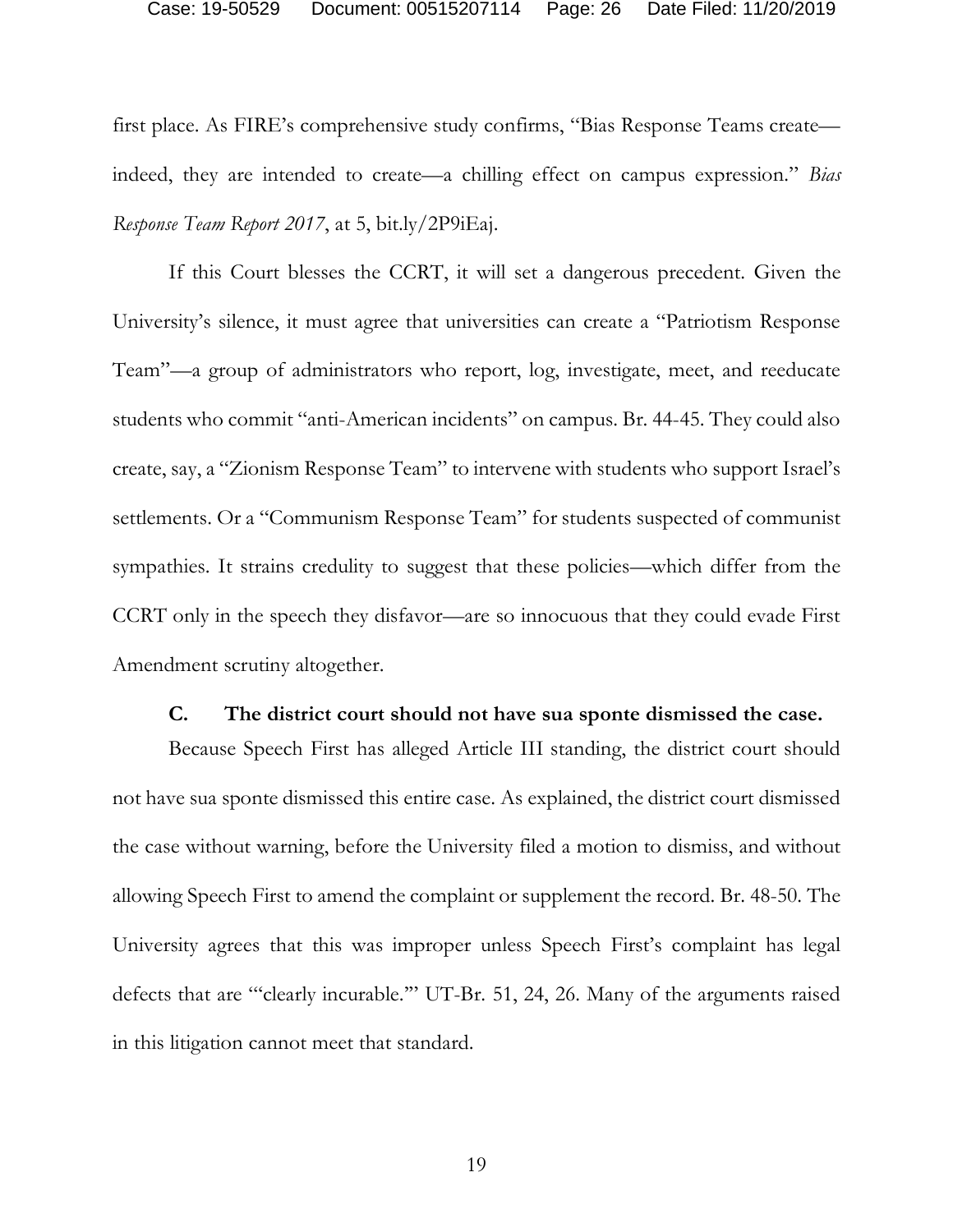first place. As FIRE's comprehensive study confirms, "Bias Response Teams create—indeed, they are intended to create—a chilling effect on campus expression." *Bias Response Team Report 2017*, at 5, bit.ly/2P9iEaj.

If this Court blesses the CCRT, it will set a dangerous precedent. Given the University's silence, it must agree that universities can create a "Patriotism Response Team"—a group of administrators who report, log, investigate, meet, and reeducate students who commit "anti-American incidents" on campus. Br. 44-45. They could also create, say, a "Zionism Response Team" to intervene with students who support Israel's settlements. Or a "Communism Response Team" for students suspected of communist sympathies. It strains credulity to suggest that these policies—which differ from the CCRT only in the speech they disfavor—are so innocuous that they could evade First Amendment scrutiny altogether.

### C. The district court should not have sua sponte dismissed the case.

Because Speech First has alleged Article III standing, the district court should not have sua sponte dismissed this entire case. As explained, the district court dismissed the case without warning, before the University filed a motion to dismiss, and without allowing Speech First to amend the complaint or supplement the record. Br. 48-50. The University agrees that this was improper unless Speech First's complaint has legal defects that are "'clearly incurable.'" UT-Br. 51, 24, 26. Many of the arguments raised in this litigation cannot meet that standard.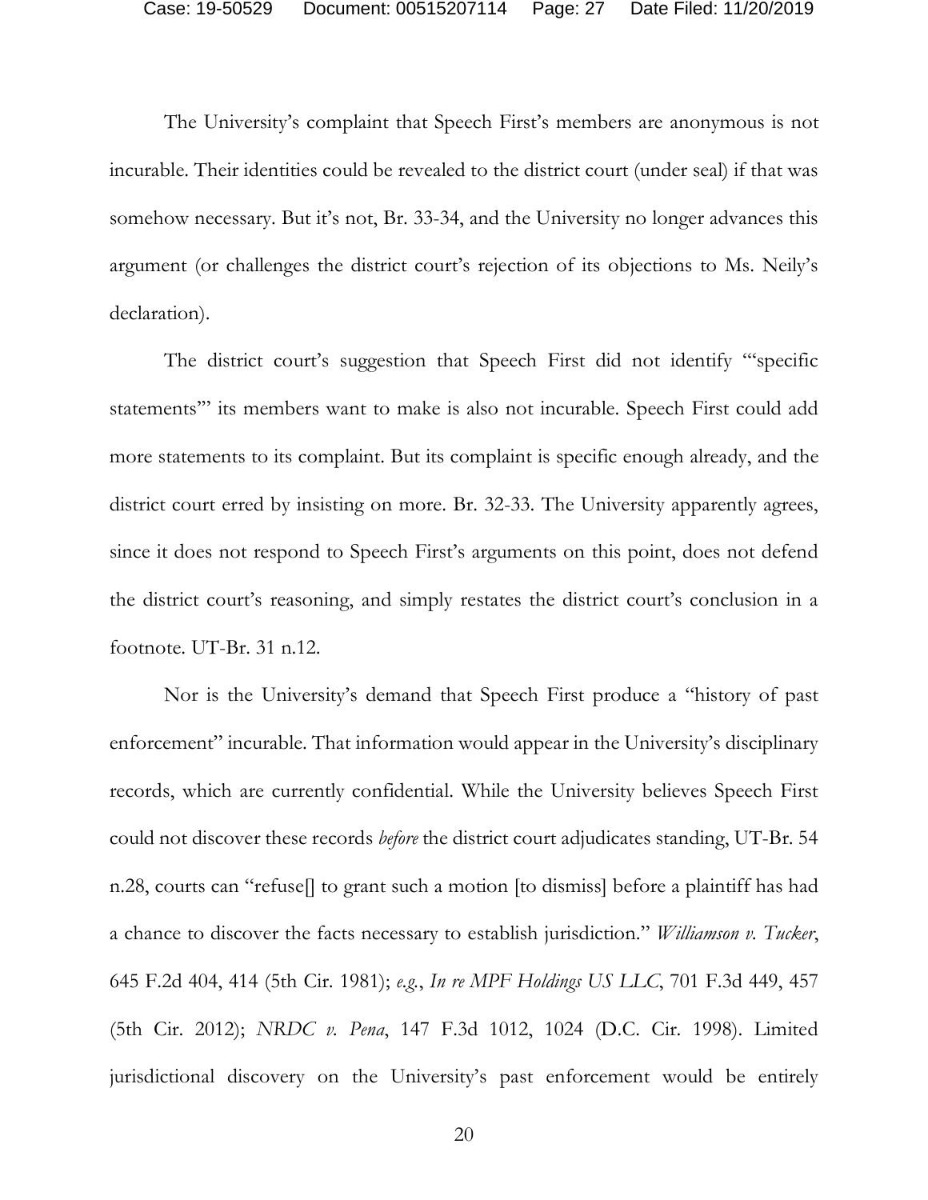The University's complaint that Speech First's members are anonymous is not incurable. Their identities could be revealed to the district court (under seal) if that was somehow necessary. But it's not, Br. 33-34, and the University no longer advances this argument (or challenges the district court's rejection of its objections to Ms. Neily's declaration).

The district court's suggestion that Speech First did not identify "'specific statements'" its members want to make is also not incurable. Speech First could add more statements to its complaint. But its complaint is specific enough already, and the district court erred by insisting on more. Br. 32-33. The University apparently agrees, since it does not respond to Speech First's arguments on this point, does not defend the district court's reasoning, and simply restates the district court's conclusion in a footnote. UT-Br. 31 n.12.

Nor is the University's demand that Speech First produce a "history of past enforcement" incurable. That information would appear in the University's disciplinary records, which are currently confidential. While the University believes Speech First could not discover these records *before* the district court adjudicates standing, UT-Br. 54 n.28, courts can "refuse[] to grant such a motion [to dismiss] before a plaintiff has had a chance to discover the facts necessary to establish jurisdiction." *Williamson v. Tucker*, 645 F.2d 404, 414 (5th Cir. 1981); *e.g.*, *In re MPF Holdings US LLC*, 701 F.3d 449, 457 (5th Cir. 2012); *NRDC v. Pena*, 147 F.3d 1012, 1024 (D.C. Cir. 1998). Limited jurisdictional discovery on the University's past enforcement would be entirely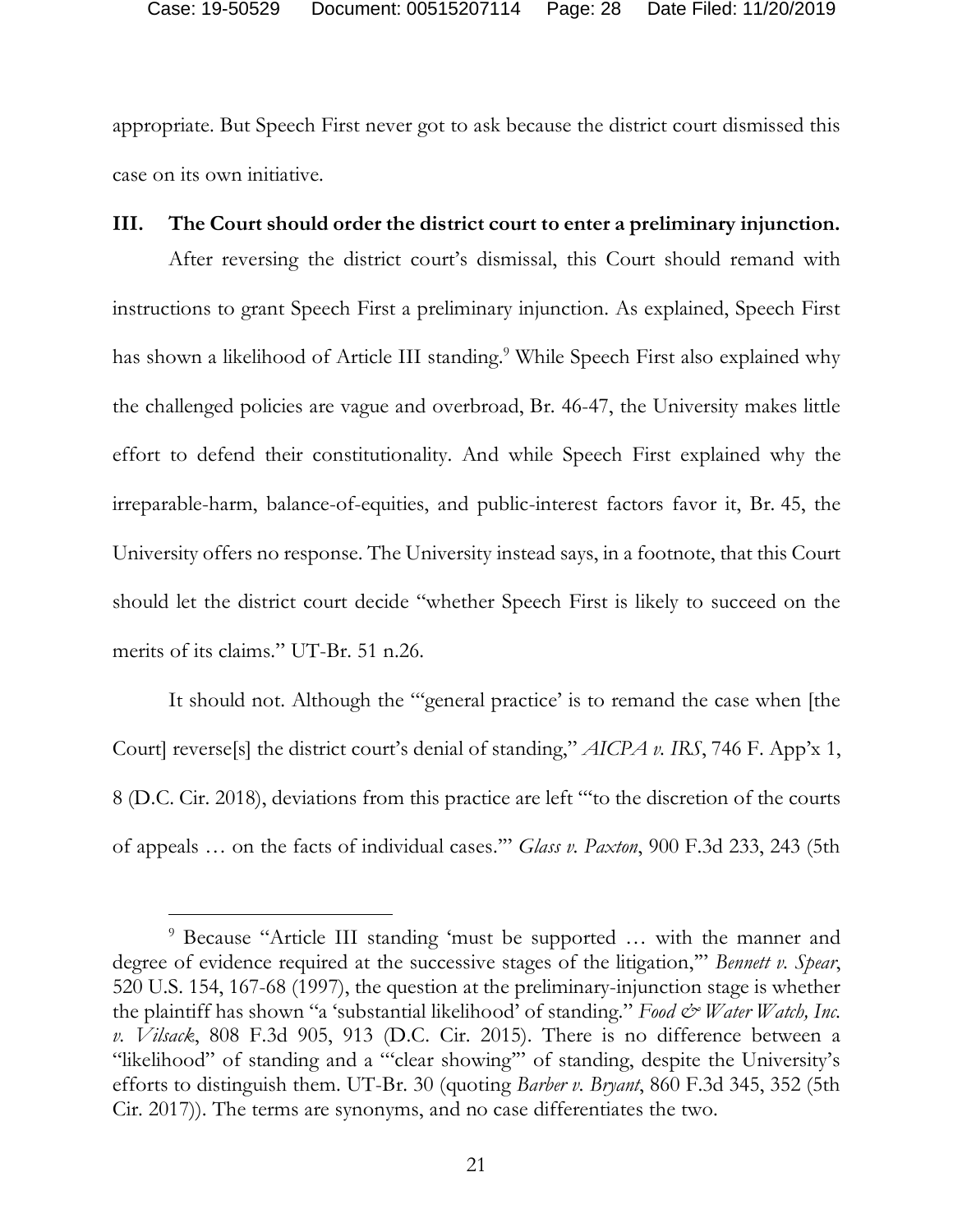appropriate. But Speech First never got to ask because the district court dismissed this case on its own initiative.

## III. The Court should order the district court to enter a preliminary injunction.

After reversing the district court's dismissal, this Court should remand with instructions to grant Speech First a preliminary injunction. As explained, Speech First has shown a likelihood of Article III standing.[9] While Speech First also explained why the challenged policies are vague and overbroad, Br. 46-47, the University makes little effort to defend their constitutionality. And while Speech First explained why the irreparable-harm, balance-of-equities, and public-interest factors favor it, Br. 45, the University offers no response. The University instead says, in a footnote, that this Court should let the district court decide "whether Speech First is likely to succeed on the merits of its claims." UT-Br. 51 n.26.

It should not. Although the "'general practice' is to remand the case when [the Court] reverse[s] the district court's denial of standing," *AICPA v. IRS*, 746 F. App'x 1, 8 (D.C. Cir. 2018), deviations from this practice are left "'to the discretion of the courts of appeals … on the facts of individual cases.'" *Glass v. Paxton*, 900 F.3d 233, 243 (5th

---

[9] Because "Article III standing 'must be supported … with the manner and degree of evidence required at the successive stages of the litigation,'" *Bennett v. Spear*, 520 U.S. 154, 167-68 (1997), the question at the preliminary-injunction stage is whether the plaintiff has shown "a 'substantial likelihood' of standing." *Food & Water Watch, Inc. v. Vilsack*, 808 F.3d 905, 913 (D.C. Cir. 2015). There is no difference between a "likelihood" of standing and a "'clear showing'" of standing, despite the University's efforts to distinguish them. UT-Br. 30 (quoting *Barber v. Bryant*, 860 F.3d 345, 352 (5th Cir. 2017)). The terms are synonyms, and no case differentiates the two.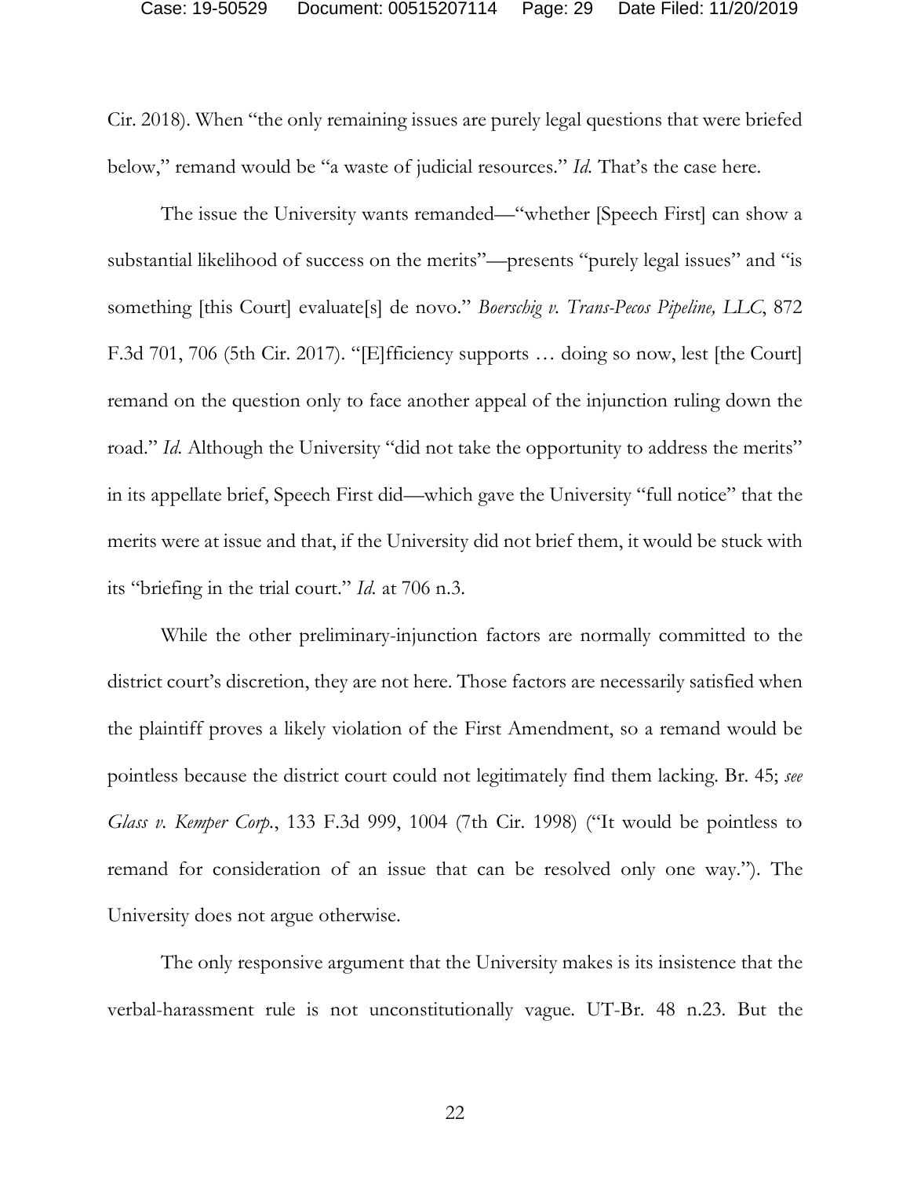Cir. 2018). When "the only remaining issues are purely legal questions that were briefed below," remand would be "a waste of judicial resources." *Id.* That's the case here.

The issue the University wants remanded—"whether [Speech First] can show a substantial likelihood of success on the merits"—presents "purely legal issues" and "is something [this Court] evaluate[s] de novo." *Boerschig v. Trans-Pecos Pipeline, LLC*, 872 F.3d 701, 706 (5th Cir. 2017). "[E]fficiency supports … doing so now, lest [the Court] remand on the question only to face another appeal of the injunction ruling down the road." *Id.* Although the University "did not take the opportunity to address the merits" in its appellate brief, Speech First did—which gave the University "full notice" that the merits were at issue and that, if the University did not brief them, it would be stuck with its "briefing in the trial court." *Id.* at 706 n.3.

While the other preliminary-injunction factors are normally committed to the district court's discretion, they are not here. Those factors are necessarily satisfied when the plaintiff proves a likely violation of the First Amendment, so a remand would be pointless because the district court could not legitimately find them lacking. Br. 45; *see Glass v. Kemper Corp.*, 133 F.3d 999, 1004 (7th Cir. 1998) ("It would be pointless to remand for consideration of an issue that can be resolved only one way."). The University does not argue otherwise.

The only responsive argument that the University makes is its insistence that the verbal-harassment rule is not unconstitutionally vague. UT-Br. 48 n.23. But the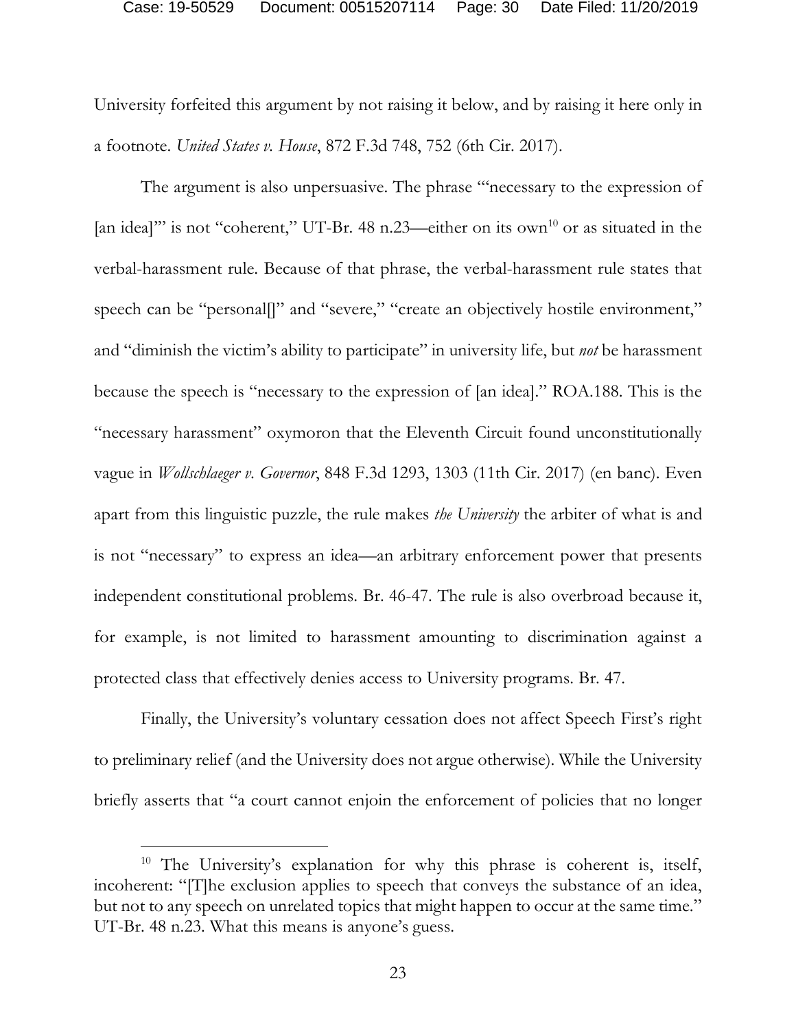University forfeited this argument by not raising it below, and by raising it here only in a footnote. *United States v. House*, 872 F.3d 748, 752 (6th Cir. 2017).

The argument is also unpersuasive. The phrase "'necessary to the expression of [an idea]'" is not "coherent," UT-Br. 48 n.23—either on its own[10] or as situated in the verbal-harassment rule. Because of that phrase, the verbal-harassment rule states that speech can be "personal[]" and "severe," "create an objectively hostile environment," and "diminish the victim's ability to participate" in university life, but *not* be harassment because the speech is "necessary to the expression of [an idea]." ROA.188. This is the "necessary harassment" oxymoron that the Eleventh Circuit found unconstitutionally vague in *Wollschlaeger v. Governor*, 848 F.3d 1293, 1303 (11th Cir. 2017) (en banc). Even apart from this linguistic puzzle, the rule makes *the University* the arbiter of what is and is not "necessary" to express an idea—an arbitrary enforcement power that presents independent constitutional problems. Br. 46-47. The rule is also overbroad because it, for example, is not limited to harassment amounting to discrimination against a protected class that effectively denies access to University programs. Br. 47.

Finally, the University's voluntary cessation does not affect Speech First's right to preliminary relief (and the University does not argue otherwise). While the University briefly asserts that "a court cannot enjoin the enforcement of policies that no longer

---

[10] The University's explanation for why this phrase is coherent is, itself, incoherent: "[T]he exclusion applies to speech that conveys the substance of an idea, but not to any speech on unrelated topics that might happen to occur at the same time." UT-Br. 48 n.23. What this means is anyone's guess.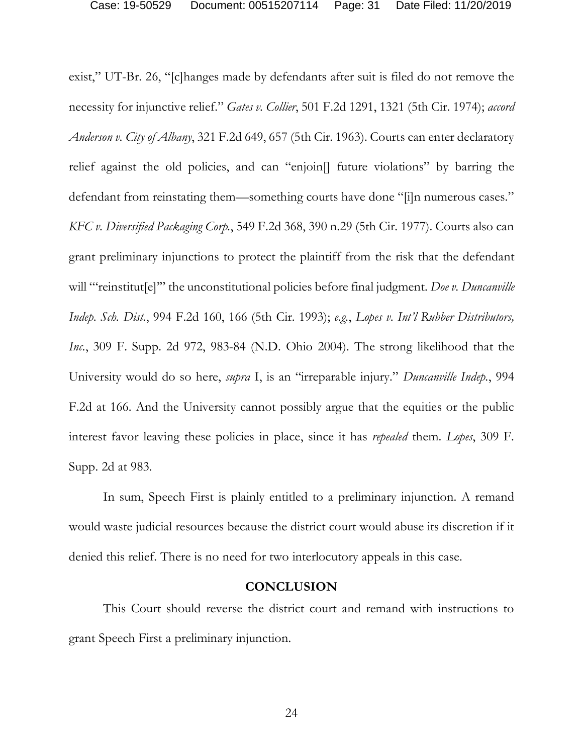exist," UT-Br. 26, "[c]hanges made by defendants after suit is filed do not remove the necessity for injunctive relief." *Gates v. Collier*, 501 F.2d 1291, 1321 (5th Cir. 1974); *accord Anderson v. City of Albany*, 321 F.2d 649, 657 (5th Cir. 1963). Courts can enter declaratory relief against the old policies, and can "enjoin[] future violations" by barring the defendant from reinstating them—something courts have done "[i]n numerous cases." *KFC v. Diversified Packaging Corp.*, 549 F.2d 368, 390 n.29 (5th Cir. 1977). Courts also can grant preliminary injunctions to protect the plaintiff from the risk that the defendant will "'reinstitut[e]'" the unconstitutional policies before final judgment. *Doe v. Duncanville Indep. Sch. Dist.*, 994 F.2d 160, 166 (5th Cir. 1993); *e.g.*, *Lopes v. Int'l Rubber Distributors, Inc.*, 309 F. Supp. 2d 972, 983-84 (N.D. Ohio 2004). The strong likelihood that the University would do so here, *supra* I, is an "irreparable injury." *Duncanville Indep.*, 994 F.2d at 166. And the University cannot possibly argue that the equities or the public interest favor leaving these policies in place, since it has *repealed* them. *Lopes*, 309 F. Supp. 2d at 983.

In sum, Speech First is plainly entitled to a preliminary injunction. A remand would waste judicial resources because the district court would abuse its discretion if it denied this relief. There is no need for two interlocutory appeals in this case.

## CONCLUSION

This Court should reverse the district court and remand with instructions to grant Speech First a preliminary injunction.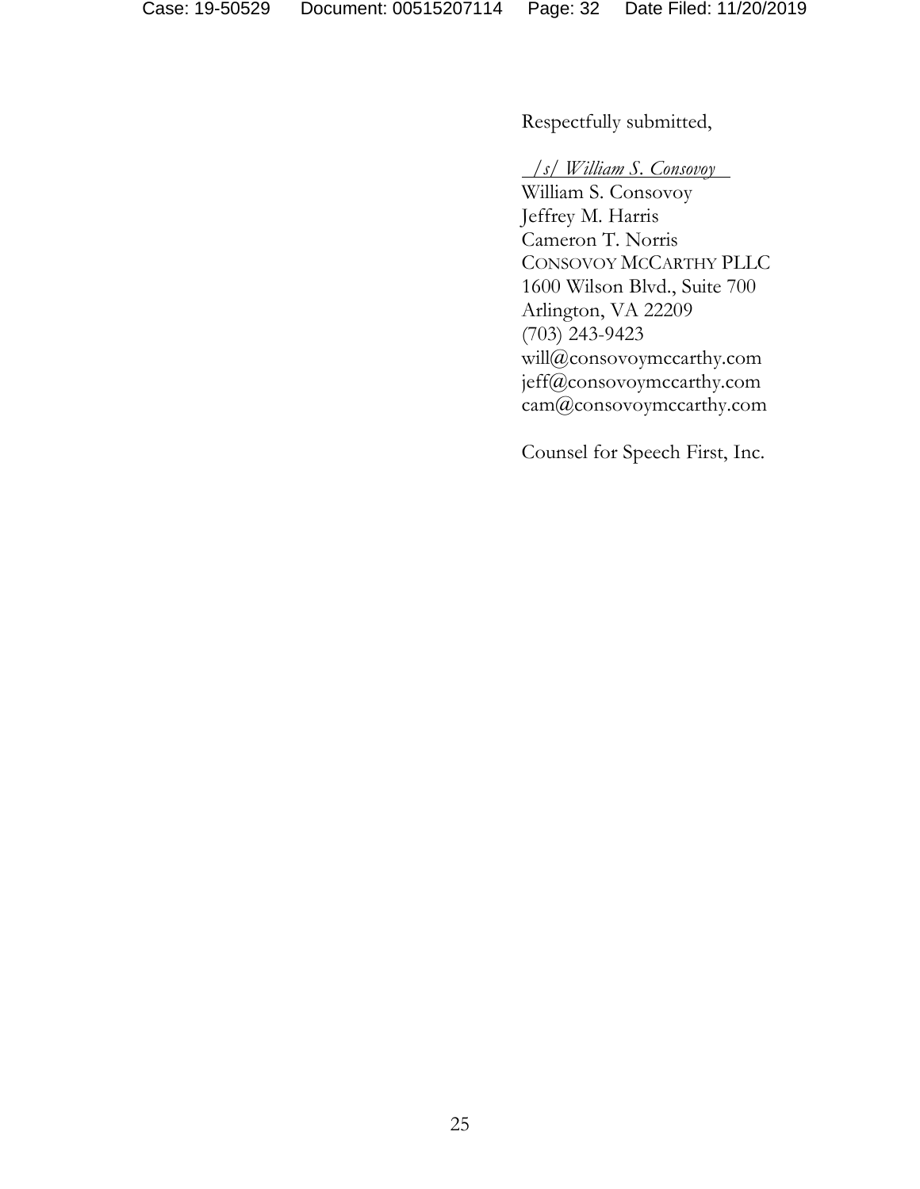Respectfully submitted,

*/s/ William S. Consovoy*  
William S. Consovoy  
Jeffrey M. Harris  
Cameron T. Norris  
CONSOVOY MCCARTHY PLLC  
1600 Wilson Blvd., Suite 700  
Arlington, VA 22209  
(703) 243-9423  
will@consovoymccarthy.com  
jeff@consovoymccarthy.com  
cam@consovoymccarthy.com

Counsel for Speech First, Inc.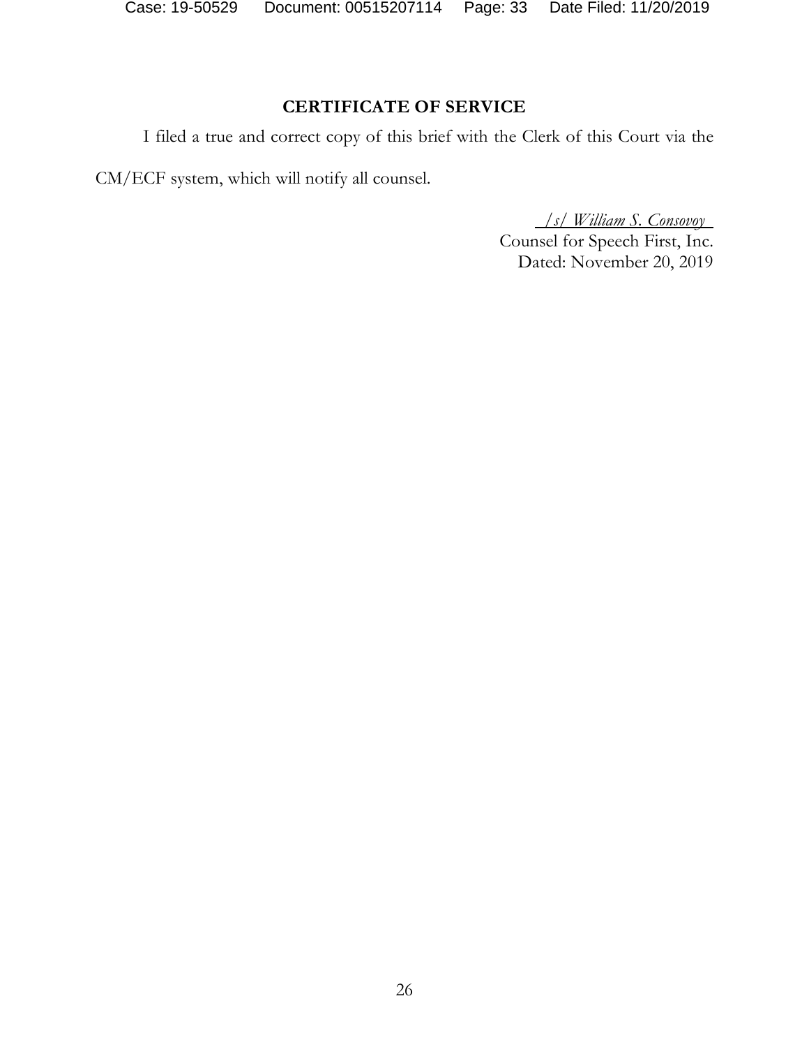## CERTIFICATE OF SERVICE

I filed a true and correct copy of this brief with the Clerk of this Court via the CM/ECF system, which will notify all counsel.

*/s/ William S. Consovoy*
Counsel for Speech First, Inc.
Dated: November 20, 2019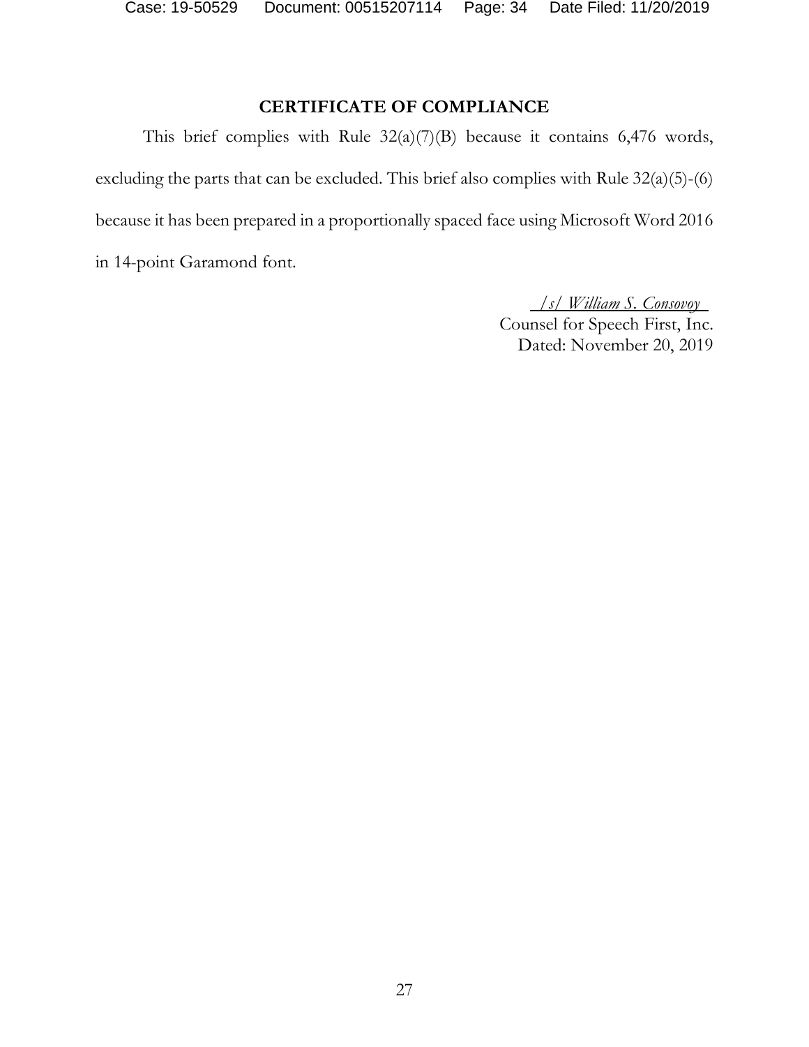## CERTIFICATE OF COMPLIANCE

This brief complies with Rule 32(a)(7)(B) because it contains 6,476 words, excluding the parts that can be excluded. This brief also complies with Rule 32(a)(5)-(6) because it has been prepared in a proportionally spaced face using Microsoft Word 2016 in 14-point Garamond font.

*/s/ William S. Consovoy*  
Counsel for Speech First, Inc.  
Dated: November 20, 2019